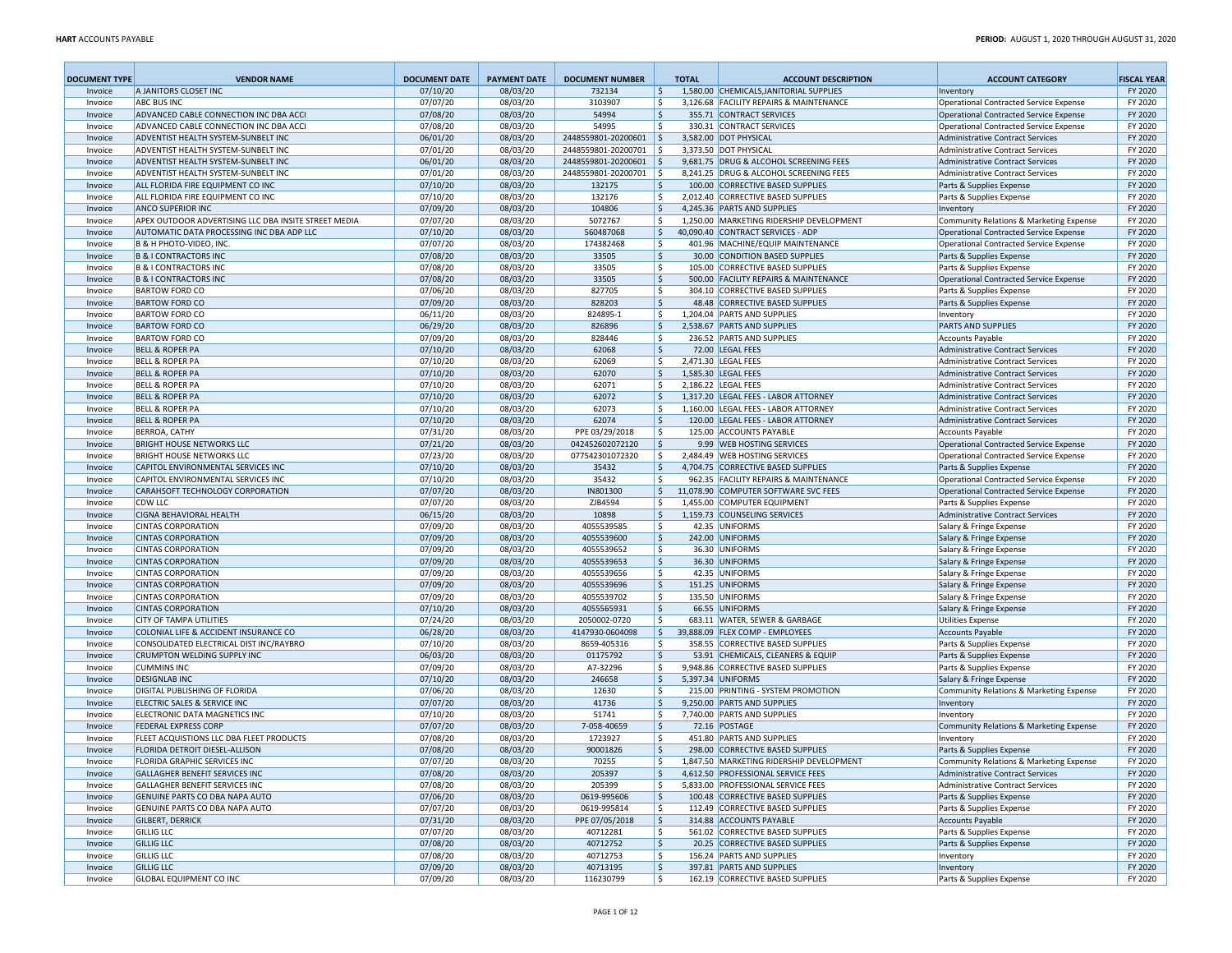| DOCUMENT TYPE | VENDOR NAME | DOCUMENT DATE | PAYMENT DATE | DOCUMENT NUMBER | TOTAL | ACCOUNT DESCRIPTION | ACCOUNT CATEGORY | FISCAL YEAR |
|---|---|---|---|---|---|---|---|---|
| Invoice | A JANITORS CLOSET INC | 07/10/20 | 08/03/20 | 732134 | $ 1,580.00 | CHEMICALS,JANITORIAL SUPPLIES | Inventory | FY 2020 |
| Invoice | ABC BUS INC | 07/07/20 | 08/03/20 | 3103907 | $ 3,126.68 | FACILITY REPAIRS & MAINTENANCE | Operational Contracted Service Expense | FY 2020 |
| Invoice | ADVANCED CABLE CONNECTION INC DBA ACCI | 07/08/20 | 08/03/20 | 54994 | $ 355.71 | CONTRACT SERVICES | Operational Contracted Service Expense | FY 2020 |
| Invoice | ADVANCED CABLE CONNECTION INC DBA ACCI | 07/08/20 | 08/03/20 | 54995 | $ 330.31 | CONTRACT SERVICES | Operational Contracted Service Expense | FY 2020 |
| Invoice | ADVENTIST HEALTH SYSTEM-SUNBELT INC | 06/01/20 | 08/03/20 | 2448559801-20200601 | $ 3,582.00 | DOT PHYSICAL | Administrative Contract Services | FY 2020 |
| Invoice | ADVENTIST HEALTH SYSTEM-SUNBELT INC | 07/01/20 | 08/03/20 | 2448559801-20200701 | $ 3,373.50 | DOT PHYSICAL | Administrative Contract Services | FY 2020 |
| Invoice | ADVENTIST HEALTH SYSTEM-SUNBELT INC | 06/01/20 | 08/03/20 | 2448559801-20200601 | $ 9,681.75 | DRUG & ALCOHOL SCREENING FEES | Administrative Contract Services | FY 2020 |
| Invoice | ADVENTIST HEALTH SYSTEM-SUNBELT INC | 07/01/20 | 08/03/20 | 2448559801-20200701 | $ 8,241.25 | DRUG & ALCOHOL SCREENING FEES | Administrative Contract Services | FY 2020 |
| Invoice | ALL FLORIDA FIRE EQUIPMENT CO INC | 07/10/20 | 08/03/20 | 132175 | $ 100.00 | CORRECTIVE BASED SUPPLIES | Parts & Supplies Expense | FY 2020 |
| Invoice | ALL FLORIDA FIRE EQUIPMENT CO INC | 07/10/20 | 08/03/20 | 132176 | $ 2,012.40 | CORRECTIVE BASED SUPPLIES | Parts & Supplies Expense | FY 2020 |
| Invoice | ANCO SUPERIOR INC | 07/09/20 | 08/03/20 | 104806 | $ 4,245.36 | PARTS AND SUPPLIES | Inventory | FY 2020 |
| Invoice | APEX OUTDOOR ADVERTISING LLC DBA INSITE STREET MEDIA | 07/07/20 | 08/03/20 | 5072767 | $ 1,250.00 | MARKETING RIDERSHIP DEVELOPMENT | Community Relations & Marketing Expense | FY 2020 |
| Invoice | AUTOMATIC DATA PROCESSING INC DBA ADP LLC | 07/10/20 | 08/03/20 | 560487068 | $ 40,090.40 | CONTRACT SERVICES - ADP | Operational Contracted Service Expense | FY 2020 |
| Invoice | B & H PHOTO-VIDEO, INC. | 07/07/20 | 08/03/20 | 174382468 | $ 401.96 | MACHINE/EQUIP MAINTENANCE | Operational Contracted Service Expense | FY 2020 |
| Invoice | B & I CONTRACTORS INC | 07/08/20 | 08/03/20 | 33505 | $ 30.00 | CONDITION BASED SUPPLIES | Parts & Supplies Expense | FY 2020 |
| Invoice | B & I CONTRACTORS INC | 07/08/20 | 08/03/20 | 33505 | $ 105.00 | CORRECTIVE BASED SUPPLIES | Parts & Supplies Expense | FY 2020 |
| Invoice | B & I CONTRACTORS INC | 07/08/20 | 08/03/20 | 33505 | $ 500.00 | FACILITY REPAIRS & MAINTENANCE | Operational Contracted Service Expense | FY 2020 |
| Invoice | BARTOW FORD CO | 07/06/20 | 08/03/20 | 827705 | $ 304.10 | CORRECTIVE BASED SUPPLIES | Parts & Supplies Expense | FY 2020 |
| Invoice | BARTOW FORD CO | 07/09/20 | 08/03/20 | 828203 | $ 48.48 | CORRECTIVE BASED SUPPLIES | Parts & Supplies Expense | FY 2020 |
| Invoice | BARTOW FORD CO | 06/11/20 | 08/03/20 | 824895-1 | $ 1,204.04 | PARTS AND SUPPLIES | Inventory | FY 2020 |
| Invoice | BARTOW FORD CO | 06/29/20 | 08/03/20 | 826896 | $ 2,538.67 | PARTS AND SUPPLIES | PARTS AND SUPPLIES | FY 2020 |
| Invoice | BARTOW FORD CO | 07/09/20 | 08/03/20 | 828446 | $ 236.52 | PARTS AND SUPPLIES | Accounts Payable | FY 2020 |
| Invoice | BELL & ROPER PA | 07/10/20 | 08/03/20 | 62068 | $ 72.00 | LEGAL FEES | Administrative Contract Services | FY 2020 |
| Invoice | BELL & ROPER PA | 07/10/20 | 08/03/20 | 62069 | $ 2,471.30 | LEGAL FEES | Administrative Contract Services | FY 2020 |
| Invoice | BELL & ROPER PA | 07/10/20 | 08/03/20 | 62070 | $ 1,585.30 | LEGAL FEES | Administrative Contract Services | FY 2020 |
| Invoice | BELL & ROPER PA | 07/10/20 | 08/03/20 | 62071 | $ 2,186.22 | LEGAL FEES | Administrative Contract Services | FY 2020 |
| Invoice | BELL & ROPER PA | 07/10/20 | 08/03/20 | 62072 | $ 1,317.20 | LEGAL FEES - LABOR ATTORNEY | Administrative Contract Services | FY 2020 |
| Invoice | BELL & ROPER PA | 07/10/20 | 08/03/20 | 62073 | $ 1,160.00 | LEGAL FEES - LABOR ATTORNEY | Administrative Contract Services | FY 2020 |
| Invoice | BELL & ROPER PA | 07/10/20 | 08/03/20 | 62074 | $ 120.00 | LEGAL FEES - LABOR ATTORNEY | Administrative Contract Services | FY 2020 |
| Invoice | BERROA, CATHY | 07/31/20 | 08/03/20 | PPE 03/29/2018 | $ 125.00 | ACCOUNTS PAYABLE | Accounts Payable | FY 2020 |
| Invoice | BRIGHT HOUSE NETWORKS LLC | 07/21/20 | 08/03/20 | 042452602072120 | $ 9.99 | WEB HOSTING SERVICES | Operational Contracted Service Expense | FY 2020 |
| Invoice | BRIGHT HOUSE NETWORKS LLC | 07/23/20 | 08/03/20 | 077542301072320 | $ 2,484.49 | WEB HOSTING SERVICES | Operational Contracted Service Expense | FY 2020 |
| Invoice | CAPITOL ENVIRONMENTAL SERVICES INC | 07/10/20 | 08/03/20 | 35432 | $ 4,704.75 | CORRECTIVE BASED SUPPLIES | Parts & Supplies Expense | FY 2020 |
| Invoice | CAPITOL ENVIRONMENTAL SERVICES INC | 07/10/20 | 08/03/20 | 35432 | $ 962.35 | FACILITY REPAIRS & MAINTENANCE | Operational Contracted Service Expense | FY 2020 |
| Invoice | CARAHSOFT TECHNOLOGY CORPORATION | 07/07/20 | 08/03/20 | IN801300 | $ 11,078.90 | COMPUTER SOFTWARE SVC FEES | Operational Contracted Service Expense | FY 2020 |
| Invoice | CDW LLC | 07/07/20 | 08/03/20 | ZJB4594 | $ 1,455.00 | COMPUTER EQUIPMENT | Parts & Supplies Expense | FY 2020 |
| Invoice | CIGNA BEHAVIORAL HEALTH | 06/15/20 | 08/03/20 | 10898 | $ 1,159.73 | COUNSELING SERVICES | Administrative Contract Services | FY 2020 |
| Invoice | CINTAS CORPORATION | 07/09/20 | 08/03/20 | 4055539585 | $ 42.35 | UNIFORMS | Salary & Fringe Expense | FY 2020 |
| Invoice | CINTAS CORPORATION | 07/09/20 | 08/03/20 | 4055539600 | $ 242.00 | UNIFORMS | Salary & Fringe Expense | FY 2020 |
| Invoice | CINTAS CORPORATION | 07/09/20 | 08/03/20 | 4055539652 | $ 36.30 | UNIFORMS | Salary & Fringe Expense | FY 2020 |
| Invoice | CINTAS CORPORATION | 07/09/20 | 08/03/20 | 4055539653 | $ 36.30 | UNIFORMS | Salary & Fringe Expense | FY 2020 |
| Invoice | CINTAS CORPORATION | 07/09/20 | 08/03/20 | 4055539656 | $ 42.35 | UNIFORMS | Salary & Fringe Expense | FY 2020 |
| Invoice | CINTAS CORPORATION | 07/09/20 | 08/03/20 | 4055539696 | $ 151.25 | UNIFORMS | Salary & Fringe Expense | FY 2020 |
| Invoice | CINTAS CORPORATION | 07/09/20 | 08/03/20 | 4055539702 | $ 135.50 | UNIFORMS | Salary & Fringe Expense | FY 2020 |
| Invoice | CINTAS CORPORATION | 07/10/20 | 08/03/20 | 4055565931 | $ 66.55 | UNIFORMS | Salary & Fringe Expense | FY 2020 |
| Invoice | CITY OF TAMPA UTILITIES | 07/24/20 | 08/03/20 | 2050002-0720 | $ 683.11 | WATER, SEWER & GARBAGE | Utilities Expense | FY 2020 |
| Invoice | COLONIAL LIFE & ACCIDENT INSURANCE CO | 06/28/20 | 08/03/20 | 4147930-0604098 | $ 39,888.09 | FLEX COMP - EMPLOYEES | Accounts Payable | FY 2020 |
| Invoice | CONSOLIDATED ELECTRICAL DIST INC/RAYBRO | 07/10/20 | 08/03/20 | 8659-405316 | $ 358.55 | CORRECTIVE BASED SUPPLIES | Parts & Supplies Expense | FY 2020 |
| Invoice | CRUMPTON WELDING SUPPLY INC | 06/03/20 | 08/03/20 | 01175792 | $ 53.91 | CHEMICALS, CLEANERS & EQUIP | Parts & Supplies Expense | FY 2020 |
| Invoice | CUMMINS INC | 07/09/20 | 08/03/20 | A7-32296 | $ 9,948.86 | CORRECTIVE BASED SUPPLIES | Parts & Supplies Expense | FY 2020 |
| Invoice | DESIGNLAB INC | 07/10/20 | 08/03/20 | 246658 | $ 5,397.34 | UNIFORMS | Salary & Fringe Expense | FY 2020 |
| Invoice | DIGITAL PUBLISHING OF FLORIDA | 07/06/20 | 08/03/20 | 12630 | $ 215.00 | PRINTING - SYSTEM PROMOTION | Community Relations & Marketing Expense | FY 2020 |
| Invoice | ELECTRIC SALES & SERVICE INC | 07/07/20 | 08/03/20 | 41736 | $ 9,250.00 | PARTS AND SUPPLIES | Inventory | FY 2020 |
| Invoice | ELECTRONIC DATA MAGNETICS INC | 07/10/20 | 08/03/20 | 51741 | $ 7,740.00 | PARTS AND SUPPLIES | Inventory | FY 2020 |
| Invoice | FEDERAL EXPRESS CORP | 07/07/20 | 08/03/20 | 7-058-40659 | $ 72.16 | POSTAGE | Community Relations & Marketing Expense | FY 2020 |
| Invoice | FLEET ACQUISTIONS LLC DBA FLEET PRODUCTS | 07/08/20 | 08/03/20 | 1723927 | $ 451.80 | PARTS AND SUPPLIES | Inventory | FY 2020 |
| Invoice | FLORIDA DETROIT DIESEL-ALLISON | 07/08/20 | 08/03/20 | 90001826 | $ 298.00 | CORRECTIVE BASED SUPPLIES | Parts & Supplies Expense | FY 2020 |
| Invoice | FLORIDA GRAPHIC SERVICES INC | 07/07/20 | 08/03/20 | 70255 | $ 1,847.50 | MARKETING RIDERSHIP DEVELOPMENT | Community Relations & Marketing Expense | FY 2020 |
| Invoice | GALLAGHER BENEFIT SERVICES INC | 07/08/20 | 08/03/20 | 205397 | $ 4,612.50 | PROFESSIONAL SERVICE FEES | Administrative Contract Services | FY 2020 |
| Invoice | GALLAGHER BENEFIT SERVICES INC | 07/08/20 | 08/03/20 | 205399 | $ 5,833.00 | PROFESSIONAL SERVICE FEES | Administrative Contract Services | FY 2020 |
| Invoice | GENUINE PARTS CO DBA NAPA AUTO | 07/06/20 | 08/03/20 | 0619-995606 | $ 100.48 | CORRECTIVE BASED SUPPLIES | Parts & Supplies Expense | FY 2020 |
| Invoice | GENUINE PARTS CO DBA NAPA AUTO | 07/07/20 | 08/03/20 | 0619-995814 | $ 112.49 | CORRECTIVE BASED SUPPLIES | Parts & Supplies Expense | FY 2020 |
| Invoice | GILBERT, DERRICK | 07/31/20 | 08/03/20 | PPE 07/05/2018 | $ 314.88 | ACCOUNTS PAYABLE | Accounts Payable | FY 2020 |
| Invoice | GILLIG LLC | 07/07/20 | 08/03/20 | 40712281 | $ 561.02 | CORRECTIVE BASED SUPPLIES | Parts & Supplies Expense | FY 2020 |
| Invoice | GILLIG LLC | 07/08/20 | 08/03/20 | 40712752 | $ 20.25 | CORRECTIVE BASED SUPPLIES | Parts & Supplies Expense | FY 2020 |
| Invoice | GILLIG LLC | 07/08/20 | 08/03/20 | 40712753 | $ 156.24 | PARTS AND SUPPLIES | Inventory | FY 2020 |
| Invoice | GILLIG LLC | 07/09/20 | 08/03/20 | 40713195 | $ 397.81 | PARTS AND SUPPLIES | Inventory | FY 2020 |
| Invoice | GLOBAL EQUIPMENT CO INC | 07/09/20 | 08/03/20 | 116230799 | $ 162.19 | CORRECTIVE BASED SUPPLIES | Parts & Supplies Expense | FY 2020 |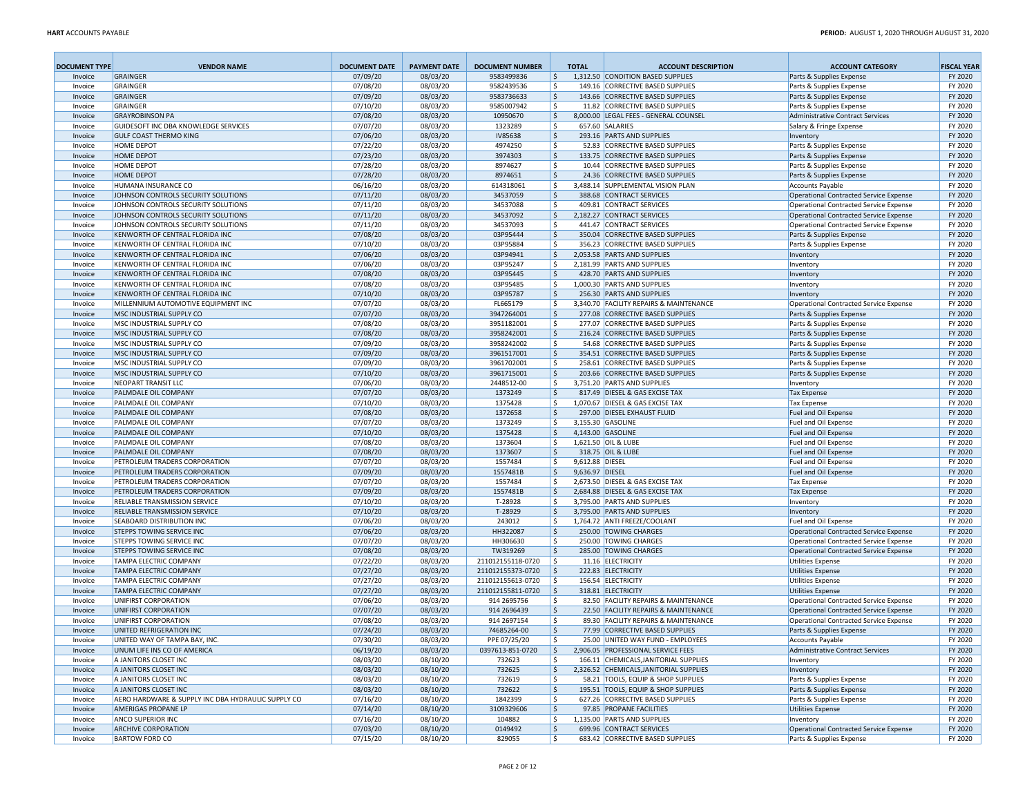| DOCUMENT TYPE | VENDOR NAME | DOCUMENT DATE | PAYMENT DATE | DOCUMENT NUMBER | TOTAL | ACCOUNT DESCRIPTION | ACCOUNT CATEGORY | FISCAL YEAR |
|---|---|---|---|---|---|---|---|---|
| Invoice | GRAINGER | 07/09/20 | 08/03/20 | 9583499836 | $ 1,312.50 | CONDITION BASED SUPPLIES | Parts & Supplies Expense | FY 2020 |
| Invoice | GRAINGER | 07/08/20 | 08/03/20 | 9582439536 | $ 149.16 | CORRECTIVE BASED SUPPLIES | Parts & Supplies Expense | FY 2020 |
| Invoice | GRAINGER | 07/09/20 | 08/03/20 | 9583736633 | $ 143.66 | CORRECTIVE BASED SUPPLIES | Parts & Supplies Expense | FY 2020 |
| Invoice | GRAINGER | 07/10/20 | 08/03/20 | 9585007942 | $ 11.82 | CORRECTIVE BASED SUPPLIES | Parts & Supplies Expense | FY 2020 |
| Invoice | GRAYROBINSON PA | 07/08/20 | 08/03/20 | 10950670 | $ 8,000.00 | LEGAL FEES - GENERAL COUNSEL | Administrative Contract Services | FY 2020 |
| Invoice | GUIDESOFT INC DBA KNOWLEDGE SERVICES | 07/07/20 | 08/03/20 | 1323289 | $ 657.60 | SALARIES | Salary & Fringe Expense | FY 2020 |
| Invoice | GULF COAST THERMO KING | 07/06/20 | 08/03/20 | IV85638 | $ 293.16 | PARTS AND SUPPLIES | Inventory | FY 2020 |
| Invoice | HOME DEPOT | 07/22/20 | 08/03/20 | 4974250 | $ 52.83 | CORRECTIVE BASED SUPPLIES | Parts & Supplies Expense | FY 2020 |
| Invoice | HOME DEPOT | 07/23/20 | 08/03/20 | 3974303 | $ 133.75 | CORRECTIVE BASED SUPPLIES | Parts & Supplies Expense | FY 2020 |
| Invoice | HOME DEPOT | 07/28/20 | 08/03/20 | 8974627 | $ 10.44 | CORRECTIVE BASED SUPPLIES | Parts & Supplies Expense | FY 2020 |
| Invoice | HOME DEPOT | 07/28/20 | 08/03/20 | 8974651 | $ 24.36 | CORRECTIVE BASED SUPPLIES | Parts & Supplies Expense | FY 2020 |
| Invoice | HUMANA INSURANCE CO | 06/16/20 | 08/03/20 | 614318061 | $ 3,488.14 | SUPPLEMENTAL VISION PLAN | Accounts Payable | FY 2020 |
| Invoice | JOHNSON CONTROLS SECURITY SOLUTIONS | 07/11/20 | 08/03/20 | 34537059 | $ 388.68 | CONTRACT SERVICES | Operational Contracted Service Expense | FY 2020 |
| Invoice | JOHNSON CONTROLS SECURITY SOLUTIONS | 07/11/20 | 08/03/20 | 34537088 | $ 409.81 | CONTRACT SERVICES | Operational Contracted Service Expense | FY 2020 |
| Invoice | JOHNSON CONTROLS SECURITY SOLUTIONS | 07/11/20 | 08/03/20 | 34537092 | $ 2,182.27 | CONTRACT SERVICES | Operational Contracted Service Expense | FY 2020 |
| Invoice | JOHNSON CONTROLS SECURITY SOLUTIONS | 07/11/20 | 08/03/20 | 34537093 | $ 441.47 | CONTRACT SERVICES | Operational Contracted Service Expense | FY 2020 |
| Invoice | KENWORTH OF CENTRAL FLORIDA INC | 07/08/20 | 08/03/20 | 03P95444 | $ 350.04 | CORRECTIVE BASED SUPPLIES | Parts & Supplies Expense | FY 2020 |
| Invoice | KENWORTH OF CENTRAL FLORIDA INC | 07/10/20 | 08/03/20 | 03P95884 | $ 356.23 | CORRECTIVE BASED SUPPLIES | Parts & Supplies Expense | FY 2020 |
| Invoice | KENWORTH OF CENTRAL FLORIDA INC | 07/06/20 | 08/03/20 | 03P94941 | $ 2,053.58 | PARTS AND SUPPLIES | Inventory | FY 2020 |
| Invoice | KENWORTH OF CENTRAL FLORIDA INC | 07/06/20 | 08/03/20 | 03P95247 | $ 2,181.99 | PARTS AND SUPPLIES | Inventory | FY 2020 |
| Invoice | KENWORTH OF CENTRAL FLORIDA INC | 07/08/20 | 08/03/20 | 03P95445 | $ 428.70 | PARTS AND SUPPLIES | Inventory | FY 2020 |
| Invoice | KENWORTH OF CENTRAL FLORIDA INC | 07/08/20 | 08/03/20 | 03P95485 | $ 1,000.30 | PARTS AND SUPPLIES | Inventory | FY 2020 |
| Invoice | KENWORTH OF CENTRAL FLORIDA INC | 07/10/20 | 08/03/20 | 03P95787 | $ 256.30 | PARTS AND SUPPLIES | Inventory | FY 2020 |
| Invoice | MILLENNIUM AUTOMOTIVE EQUIPMENT INC | 07/07/20 | 08/03/20 | FL665179 | $ 3,340.70 | FACILITY REPAIRS & MAINTENANCE | Operational Contracted Service Expense | FY 2020 |
| Invoice | MSC INDUSTRIAL SUPPLY CO | 07/07/20 | 08/03/20 | 3947264001 | $ 277.08 | CORRECTIVE BASED SUPPLIES | Parts & Supplies Expense | FY 2020 |
| Invoice | MSC INDUSTRIAL SUPPLY CO | 07/08/20 | 08/03/20 | 3951182001 | $ 277.07 | CORRECTIVE BASED SUPPLIES | Parts & Supplies Expense | FY 2020 |
| Invoice | MSC INDUSTRIAL SUPPLY CO | 07/08/20 | 08/03/20 | 3958242001 | $ 216.24 | CORRECTIVE BASED SUPPLIES | Parts & Supplies Expense | FY 2020 |
| Invoice | MSC INDUSTRIAL SUPPLY CO | 07/09/20 | 08/03/20 | 3958242002 | $ 54.68 | CORRECTIVE BASED SUPPLIES | Parts & Supplies Expense | FY 2020 |
| Invoice | MSC INDUSTRIAL SUPPLY CO | 07/09/20 | 08/03/20 | 3961517001 | $ 354.51 | CORRECTIVE BASED SUPPLIES | Parts & Supplies Expense | FY 2020 |
| Invoice | MSC INDUSTRIAL SUPPLY CO | 07/09/20 | 08/03/20 | 3961702001 | $ 258.61 | CORRECTIVE BASED SUPPLIES | Parts & Supplies Expense | FY 2020 |
| Invoice | MSC INDUSTRIAL SUPPLY CO | 07/10/20 | 08/03/20 | 3961715001 | $ 203.66 | CORRECTIVE BASED SUPPLIES | Parts & Supplies Expense | FY 2020 |
| Invoice | NEOPART TRANSIT LLC | 07/06/20 | 08/03/20 | 2448512-00 | $ 3,751.20 | PARTS AND SUPPLIES | Inventory | FY 2020 |
| Invoice | PALMDALE OIL COMPANY | 07/07/20 | 08/03/20 | 1373249 | $ 817.49 | DIESEL & GAS EXCISE TAX | Tax Expense | FY 2020 |
| Invoice | PALMDALE OIL COMPANY | 07/10/20 | 08/03/20 | 1375428 | $ 1,070.67 | DIESEL & GAS EXCISE TAX | Tax Expense | FY 2020 |
| Invoice | PALMDALE OIL COMPANY | 07/08/20 | 08/03/20 | 1372658 | $ 297.00 | DIESEL EXHAUST FLUID | Fuel and Oil Expense | FY 2020 |
| Invoice | PALMDALE OIL COMPANY | 07/07/20 | 08/03/20 | 1373249 | $ 3,155.30 | GASOLINE | Fuel and Oil Expense | FY 2020 |
| Invoice | PALMDALE OIL COMPANY | 07/10/20 | 08/03/20 | 1375428 | $ 4,143.00 | GASOLINE | Fuel and Oil Expense | FY 2020 |
| Invoice | PALMDALE OIL COMPANY | 07/08/20 | 08/03/20 | 1373604 | $ 1,621.50 | OIL & LUBE | Fuel and Oil Expense | FY 2020 |
| Invoice | PALMDALE OIL COMPANY | 07/08/20 | 08/03/20 | 1373607 | $ 318.75 | OIL & LUBE | Fuel and Oil Expense | FY 2020 |
| Invoice | PETROLEUM TRADERS CORPORATION | 07/07/20 | 08/03/20 | 1557484 | $ 9,612.88 | DIESEL | Fuel and Oil Expense | FY 2020 |
| Invoice | PETROLEUM TRADERS CORPORATION | 07/09/20 | 08/03/20 | 1557481B | $ 9,636.97 | DIESEL | Fuel and Oil Expense | FY 2020 |
| Invoice | PETROLEUM TRADERS CORPORATION | 07/07/20 | 08/03/20 | 1557484 | $ 2,673.50 | DIESEL & GAS EXCISE TAX | Tax Expense | FY 2020 |
| Invoice | PETROLEUM TRADERS CORPORATION | 07/09/20 | 08/03/20 | 1557481B | $ 2,684.88 | DIESEL & GAS EXCISE TAX | Tax Expense | FY 2020 |
| Invoice | RELIABLE TRANSMISSION SERVICE | 07/10/20 | 08/03/20 | T-28928 | $ 3,795.00 | PARTS AND SUPPLIES | Inventory | FY 2020 |
| Invoice | RELIABLE TRANSMISSION SERVICE | 07/10/20 | 08/03/20 | T-28929 | $ 3,795.00 | PARTS AND SUPPLIES | Inventory | FY 2020 |
| Invoice | SEABOARD DISTRIBUTION INC | 07/06/20 | 08/03/20 | 243012 | $ 1,764.72 | ANTI FREEZE/COOLANT | Fuel and Oil Expense | FY 2020 |
| Invoice | STEPPS TOWING SERVICE INC | 07/06/20 | 08/03/20 | HH322087 | $ 250.00 | TOWING CHARGES | Operational Contracted Service Expense | FY 2020 |
| Invoice | STEPPS TOWING SERVICE INC | 07/07/20 | 08/03/20 | HH306630 | $ 250.00 | TOWING CHARGES | Operational Contracted Service Expense | FY 2020 |
| Invoice | STEPPS TOWING SERVICE INC | 07/08/20 | 08/03/20 | TW319269 | $ 285.00 | TOWING CHARGES | Operational Contracted Service Expense | FY 2020 |
| Invoice | TAMPA ELECTRIC COMPANY | 07/22/20 | 08/03/20 | 211012155118-0720 | $ 11.16 | ELECTRICITY | Utilities Expense | FY 2020 |
| Invoice | TAMPA ELECTRIC COMPANY | 07/27/20 | 08/03/20 | 211012155373-0720 | $ 222.83 | ELECTRICITY | Utilities Expense | FY 2020 |
| Invoice | TAMPA ELECTRIC COMPANY | 07/27/20 | 08/03/20 | 211012155613-0720 | $ 156.54 | ELECTRICITY | Utilities Expense | FY 2020 |
| Invoice | TAMPA ELECTRIC COMPANY | 07/27/20 | 08/03/20 | 211012155811-0720 | $ 318.81 | ELECTRICITY | Utilities Expense | FY 2020 |
| Invoice | UNIFIRST CORPORATION | 07/06/20 | 08/03/20 | 914 2695756 | $ 82.50 | FACILITY REPAIRS & MAINTENANCE | Operational Contracted Service Expense | FY 2020 |
| Invoice | UNIFIRST CORPORATION | 07/07/20 | 08/03/20 | 914 2696439 | $ 22.50 | FACILITY REPAIRS & MAINTENANCE | Operational Contracted Service Expense | FY 2020 |
| Invoice | UNIFIRST CORPORATION | 07/08/20 | 08/03/20 | 914 2697154 | $ 89.30 | FACILITY REPAIRS & MAINTENANCE | Operational Contracted Service Expense | FY 2020 |
| Invoice | UNITED REFRIGERATION INC | 07/24/20 | 08/03/20 | 74685264-00 | $ 77.99 | CORRECTIVE BASED SUPPLIES | Parts & Supplies Expense | FY 2020 |
| Invoice | UNITED WAY OF TAMPA BAY, INC. | 07/30/20 | 08/03/20 | PPE 07/25/20 | $ 25.00 | UNITED WAY FUND - EMPLOYEES | Accounts Payable | FY 2020 |
| Invoice | UNUM LIFE INS CO OF AMERICA | 06/19/20 | 08/03/20 | 0397613-851-0720 | $ 2,906.05 | PROFESSIONAL SERVICE FEES | Administrative Contract Services | FY 2020 |
| Invoice | A JANITORS CLOSET INC | 08/03/20 | 08/10/20 | 732623 | $ 166.11 | CHEMICALS,JANITORIAL SUPPLIES | Inventory | FY 2020 |
| Invoice | A JANITORS CLOSET INC | 08/03/20 | 08/10/20 | 732625 | $ 2,326.52 | CHEMICALS,JANITORIAL SUPPLIES | Inventory | FY 2020 |
| Invoice | A JANITORS CLOSET INC | 08/03/20 | 08/10/20 | 732619 | $ 58.21 | TOOLS, EQUIP & SHOP SUPPLIES | Parts & Supplies Expense | FY 2020 |
| Invoice | A JANITORS CLOSET INC | 08/03/20 | 08/10/20 | 732622 | $ 195.51 | TOOLS, EQUIP & SHOP SUPPLIES | Parts & Supplies Expense | FY 2020 |
| Invoice | AERO HARDWARE & SUPPLY INC DBA HYDRAULIC SUPPLY CO | 07/16/20 | 08/10/20 | 1842399 | $ 627.26 | CORRECTIVE BASED SUPPLIES | Parts & Supplies Expense | FY 2020 |
| Invoice | AMERIGAS PROPANE LP | 07/14/20 | 08/10/20 | 3109329606 | $ 97.85 | PROPANE FACILITIES | Utilities Expense | FY 2020 |
| Invoice | ANCO SUPERIOR INC | 07/16/20 | 08/10/20 | 104882 | $ 1,135.00 | PARTS AND SUPPLIES | Inventory | FY 2020 |
| Invoice | ARCHIVE CORPORATION | 07/03/20 | 08/10/20 | 0149492 | $ 699.96 | CONTRACT SERVICES | Operational Contracted Service Expense | FY 2020 |
| Invoice | BARTOW FORD CO | 07/15/20 | 08/10/20 | 829055 | $ 683.42 | CORRECTIVE BASED SUPPLIES | Parts & Supplies Expense | FY 2020 |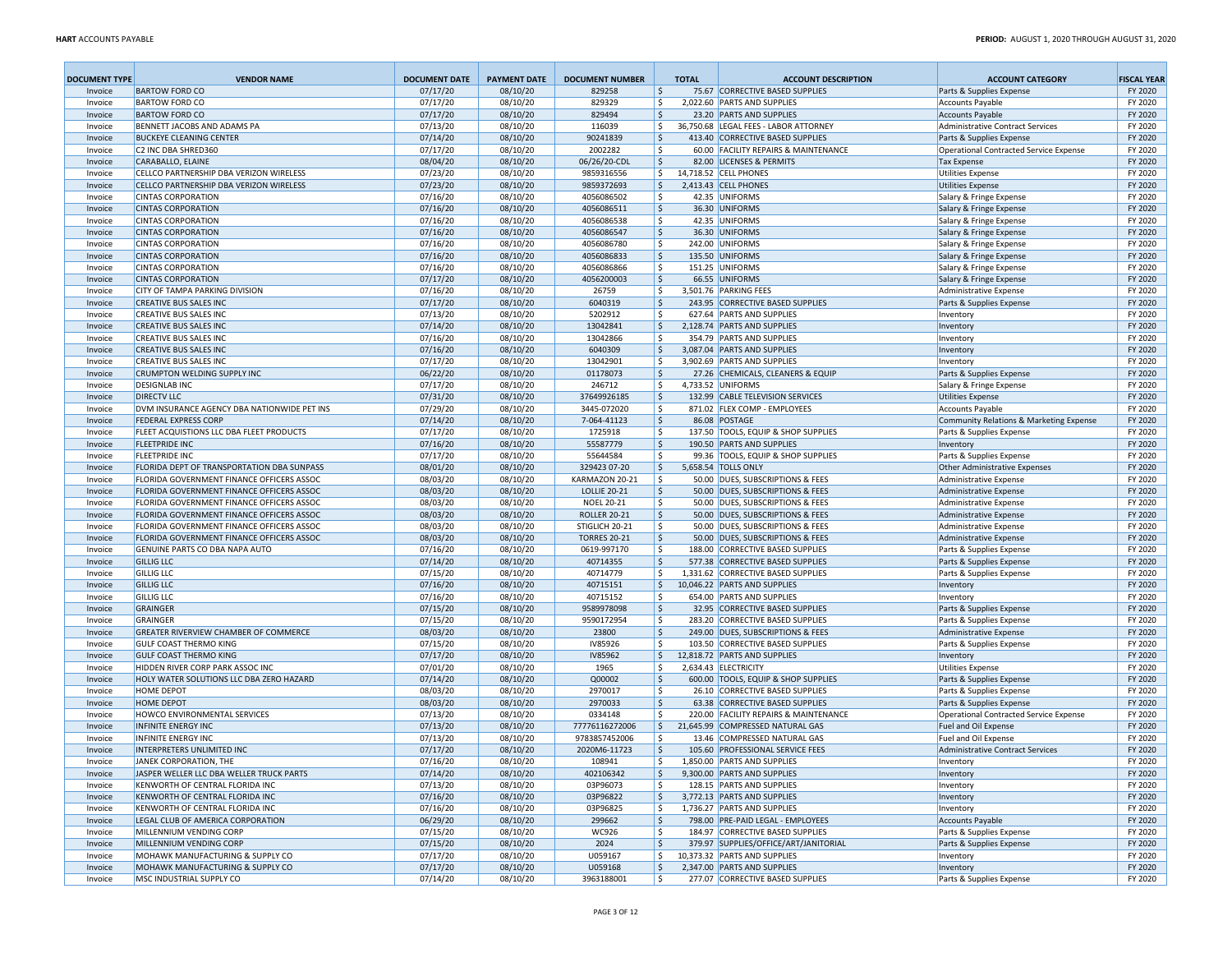| DOCUMENT TYPE | VENDOR NAME | DOCUMENT DATE | PAYMENT DATE | DOCUMENT NUMBER | TOTAL | ACCOUNT DESCRIPTION | ACCOUNT CATEGORY | FISCAL YEAR |
|---|---|---|---|---|---|---|---|---|
| Invoice | BARTOW FORD CO | 07/17/20 | 08/10/20 | 829258 | $ 75.67 | CORRECTIVE BASED SUPPLIES | Parts & Supplies Expense | FY 2020 |
| Invoice | BARTOW FORD CO | 07/17/20 | 08/10/20 | 829329 | $ 2,022.60 | PARTS AND SUPPLIES | Accounts Payable | FY 2020 |
| Invoice | BARTOW FORD CO | 07/17/20 | 08/10/20 | 829494 | $ 23.20 | PARTS AND SUPPLIES | Accounts Payable | FY 2020 |
| Invoice | BENNETT JACOBS AND ADAMS PA | 07/13/20 | 08/10/20 | 116039 | $ 36,750.68 | LEGAL FEES - LABOR ATTORNEY | Administrative Contract Services | FY 2020 |
| Invoice | BUCKEYE CLEANING CENTER | 07/14/20 | 08/10/20 | 90241839 | $ 413.40 | CORRECTIVE BASED SUPPLIES | Parts & Supplies Expense | FY 2020 |
| Invoice | C2 INC DBA SHRED360 | 07/17/20 | 08/10/20 | 2002282 | $ 60.00 | FACILITY REPAIRS & MAINTENANCE | Operational Contracted Service Expense | FY 2020 |
| Invoice | CARABALLO, ELAINE | 08/04/20 | 08/10/20 | 06/26/20-CDL | $ 82.00 | LICENSES & PERMITS | Tax Expense | FY 2020 |
| Invoice | CELLCO PARTNERSHIP DBA VERIZON WIRELESS | 07/23/20 | 08/10/20 | 9859316556 | $ 14,718.52 | CELL PHONES | Utilities Expense | FY 2020 |
| Invoice | CELLCO PARTNERSHIP DBA VERIZON WIRELESS | 07/23/20 | 08/10/20 | 9859372693 | $ 2,413.43 | CELL PHONES | Utilities Expense | FY 2020 |
| Invoice | CINTAS CORPORATION | 07/16/20 | 08/10/20 | 4056086502 | $ 42.35 | UNIFORMS | Salary & Fringe Expense | FY 2020 |
| Invoice | CINTAS CORPORATION | 07/16/20 | 08/10/20 | 4056086511 | $ 36.30 | UNIFORMS | Salary & Fringe Expense | FY 2020 |
| Invoice | CINTAS CORPORATION | 07/16/20 | 08/10/20 | 4056086538 | $ 42.35 | UNIFORMS | Salary & Fringe Expense | FY 2020 |
| Invoice | CINTAS CORPORATION | 07/16/20 | 08/10/20 | 4056086547 | $ 36.30 | UNIFORMS | Salary & Fringe Expense | FY 2020 |
| Invoice | CINTAS CORPORATION | 07/16/20 | 08/10/20 | 4056086780 | $ 242.00 | UNIFORMS | Salary & Fringe Expense | FY 2020 |
| Invoice | CINTAS CORPORATION | 07/16/20 | 08/10/20 | 4056086833 | $ 135.50 | UNIFORMS | Salary & Fringe Expense | FY 2020 |
| Invoice | CINTAS CORPORATION | 07/16/20 | 08/10/20 | 4056086866 | $ 151.25 | UNIFORMS | Salary & Fringe Expense | FY 2020 |
| Invoice | CINTAS CORPORATION | 07/17/20 | 08/10/20 | 4056200003 | $ 66.55 | UNIFORMS | Salary & Fringe Expense | FY 2020 |
| Invoice | CITY OF TAMPA PARKING DIVISION | 07/16/20 | 08/10/20 | 26759 | $ 3,501.76 | PARKING FEES | Administrative Expense | FY 2020 |
| Invoice | CREATIVE BUS SALES INC | 07/17/20 | 08/10/20 | 6040319 | $ 243.95 | CORRECTIVE BASED SUPPLIES | Parts & Supplies Expense | FY 2020 |
| Invoice | CREATIVE BUS SALES INC | 07/13/20 | 08/10/20 | 5202912 | $ 627.64 | PARTS AND SUPPLIES | Inventory | FY 2020 |
| Invoice | CREATIVE BUS SALES INC | 07/14/20 | 08/10/20 | 13042841 | $ 2,128.74 | PARTS AND SUPPLIES | Inventory | FY 2020 |
| Invoice | CREATIVE BUS SALES INC | 07/16/20 | 08/10/20 | 13042866 | $ 354.79 | PARTS AND SUPPLIES | Inventory | FY 2020 |
| Invoice | CREATIVE BUS SALES INC | 07/16/20 | 08/10/20 | 6040309 | $ 3,087.04 | PARTS AND SUPPLIES | Inventory | FY 2020 |
| Invoice | CREATIVE BUS SALES INC | 07/17/20 | 08/10/20 | 13042901 | $ 3,902.69 | PARTS AND SUPPLIES | Inventory | FY 2020 |
| Invoice | CRUMPTON WELDING SUPPLY INC | 06/22/20 | 08/10/20 | 01178073 | $ 27.26 | CHEMICALS, CLEANERS & EQUIP | Parts & Supplies Expense | FY 2020 |
| Invoice | DESIGNLAB INC | 07/17/20 | 08/10/20 | 246712 | $ 4,733.52 | UNIFORMS | Salary & Fringe Expense | FY 2020 |
| Invoice | DIRECTV LLC | 07/31/20 | 08/10/20 | 37649926185 | $ 132.99 | CABLE TELEVISION SERVICES | Utilities Expense | FY 2020 |
| Invoice | DVM INSURANCE AGENCY DBA NATIONWIDE PET INS | 07/29/20 | 08/10/20 | 3445-072020 | $ 871.02 | FLEX COMP - EMPLOYEES | Accounts Payable | FY 2020 |
| Invoice | FEDERAL EXPRESS CORP | 07/14/20 | 08/10/20 | 7-064-41123 | $ 86.08 | POSTAGE | Community Relations & Marketing Expense | FY 2020 |
| Invoice | FLEET ACQUISTIONS LLC DBA FLEET PRODUCTS | 07/17/20 | 08/10/20 | 1725918 | $ 137.50 | TOOLS, EQUIP & SHOP SUPPLIES | Parts & Supplies Expense | FY 2020 |
| Invoice | FLEETPRIDE INC | 07/16/20 | 08/10/20 | 55587779 | $ 190.50 | PARTS AND SUPPLIES | Inventory | FY 2020 |
| Invoice | FLEETPRIDE INC | 07/17/20 | 08/10/20 | 55644584 | $ 99.36 | TOOLS, EQUIP & SHOP SUPPLIES | Parts & Supplies Expense | FY 2020 |
| Invoice | FLORIDA DEPT OF TRANSPORTATION DBA SUNPASS | 08/01/20 | 08/10/20 | 329423 07-20 | $ 5,658.54 | TOLLS ONLY | Other Administrative Expenses | FY 2020 |
| Invoice | FLORIDA GOVERNMENT FINANCE OFFICERS ASSOC | 08/03/20 | 08/10/20 | KARMAZON 20-21 | $ 50.00 | DUES, SUBSCRIPTIONS & FEES | Administrative Expense | FY 2020 |
| Invoice | FLORIDA GOVERNMENT FINANCE OFFICERS ASSOC | 08/03/20 | 08/10/20 | LOLLIE 20-21 | $ 50.00 | DUES, SUBSCRIPTIONS & FEES | Administrative Expense | FY 2020 |
| Invoice | FLORIDA GOVERNMENT FINANCE OFFICERS ASSOC | 08/03/20 | 08/10/20 | NOEL 20-21 | $ 50.00 | DUES, SUBSCRIPTIONS & FEES | Administrative Expense | FY 2020 |
| Invoice | FLORIDA GOVERNMENT FINANCE OFFICERS ASSOC | 08/03/20 | 08/10/20 | ROLLER 20-21 | $ 50.00 | DUES, SUBSCRIPTIONS & FEES | Administrative Expense | FY 2020 |
| Invoice | FLORIDA GOVERNMENT FINANCE OFFICERS ASSOC | 08/03/20 | 08/10/20 | STIGLICH 20-21 | $ 50.00 | DUES, SUBSCRIPTIONS & FEES | Administrative Expense | FY 2020 |
| Invoice | FLORIDA GOVERNMENT FINANCE OFFICERS ASSOC | 08/03/20 | 08/10/20 | TORRES 20-21 | $ 50.00 | DUES, SUBSCRIPTIONS & FEES | Administrative Expense | FY 2020 |
| Invoice | GENUINE PARTS CO DBA NAPA AUTO | 07/16/20 | 08/10/20 | 0619-997170 | $ 188.00 | CORRECTIVE BASED SUPPLIES | Parts & Supplies Expense | FY 2020 |
| Invoice | GILLIG LLC | 07/14/20 | 08/10/20 | 40714355 | $ 577.38 | CORRECTIVE BASED SUPPLIES | Parts & Supplies Expense | FY 2020 |
| Invoice | GILLIG LLC | 07/15/20 | 08/10/20 | 40714779 | $ 1,331.62 | CORRECTIVE BASED SUPPLIES | Parts & Supplies Expense | FY 2020 |
| Invoice | GILLIG LLC | 07/16/20 | 08/10/20 | 40715151 | $ 10,046.22 | PARTS AND SUPPLIES | Inventory | FY 2020 |
| Invoice | GILLIG LLC | 07/16/20 | 08/10/20 | 40715152 | $ 654.00 | PARTS AND SUPPLIES | Inventory | FY 2020 |
| Invoice | GRAINGER | 07/15/20 | 08/10/20 | 9589978098 | $ 32.95 | CORRECTIVE BASED SUPPLIES | Parts & Supplies Expense | FY 2020 |
| Invoice | GRAINGER | 07/15/20 | 08/10/20 | 9590172954 | $ 283.20 | CORRECTIVE BASED SUPPLIES | Parts & Supplies Expense | FY 2020 |
| Invoice | GREATER RIVERVIEW CHAMBER OF COMMERCE | 08/03/20 | 08/10/20 | 23800 | $ 249.00 | DUES, SUBSCRIPTIONS & FEES | Administrative Expense | FY 2020 |
| Invoice | GULF COAST THERMO KING | 07/15/20 | 08/10/20 | IV85926 | $ 103.50 | CORRECTIVE BASED SUPPLIES | Parts & Supplies Expense | FY 2020 |
| Invoice | GULF COAST THERMO KING | 07/17/20 | 08/10/20 | IV85962 | $ 12,818.72 | PARTS AND SUPPLIES | Inventory | FY 2020 |
| Invoice | HIDDEN RIVER CORP PARK ASSOC INC | 07/01/20 | 08/10/20 | 1965 | $ 2,634.43 | ELECTRICITY | Utilities Expense | FY 2020 |
| Invoice | HOLY WATER SOLUTIONS LLC DBA ZERO HAZARD | 07/14/20 | 08/10/20 | Q00002 | $ 600.00 | TOOLS, EQUIP & SHOP SUPPLIES | Parts & Supplies Expense | FY 2020 |
| Invoice | HOME DEPOT | 08/03/20 | 08/10/20 | 2970017 | $ 26.10 | CORRECTIVE BASED SUPPLIES | Parts & Supplies Expense | FY 2020 |
| Invoice | HOME DEPOT | 08/03/20 | 08/10/20 | 2970033 | $ 63.38 | CORRECTIVE BASED SUPPLIES | Parts & Supplies Expense | FY 2020 |
| Invoice | HOWCO ENVIRONMENTAL SERVICES | 07/13/20 | 08/10/20 | 0334148 | $ 220.00 | FACILITY REPAIRS & MAINTENANCE | Operational Contracted Service Expense | FY 2020 |
| Invoice | INFINITE ENERGY INC | 07/13/20 | 08/10/20 | 77776116272006 | $ 21,645.99 | COMPRESSED NATURAL GAS | Fuel and Oil Expense | FY 2020 |
| Invoice | INFINITE ENERGY INC | 07/13/20 | 08/10/20 | 9783857452006 | $ 13.46 | COMPRESSED NATURAL GAS | Fuel and Oil Expense | FY 2020 |
| Invoice | INTERPRETERS UNLIMITED INC | 07/17/20 | 08/10/20 | 2020M6-11723 | $ 105.60 | PROFESSIONAL SERVICE FEES | Administrative Contract Services | FY 2020 |
| Invoice | JANEK CORPORATION, THE | 07/16/20 | 08/10/20 | 108941 | $ 1,850.00 | PARTS AND SUPPLIES | Inventory | FY 2020 |
| Invoice | JASPER WELLER LLC DBA WELLER TRUCK PARTS | 07/14/20 | 08/10/20 | 402106342 | $ 9,300.00 | PARTS AND SUPPLIES | Inventory | FY 2020 |
| Invoice | KENWORTH OF CENTRAL FLORIDA INC | 07/13/20 | 08/10/20 | 03P96073 | $ 128.15 | PARTS AND SUPPLIES | Inventory | FY 2020 |
| Invoice | KENWORTH OF CENTRAL FLORIDA INC | 07/16/20 | 08/10/20 | 03P96822 | $ 3,772.13 | PARTS AND SUPPLIES | Inventory | FY 2020 |
| Invoice | KENWORTH OF CENTRAL FLORIDA INC | 07/16/20 | 08/10/20 | 03P96825 | $ 1,736.27 | PARTS AND SUPPLIES | Inventory | FY 2020 |
| Invoice | LEGAL CLUB OF AMERICA CORPORATION | 06/29/20 | 08/10/20 | 299662 | $ 798.00 | PRE-PAID LEGAL - EMPLOYEES | Accounts Payable | FY 2020 |
| Invoice | MILLENNIUM VENDING CORP | 07/15/20 | 08/10/20 | WC926 | $ 184.97 | CORRECTIVE BASED SUPPLIES | Parts & Supplies Expense | FY 2020 |
| Invoice | MILLENNIUM VENDING CORP | 07/15/20 | 08/10/20 | 2024 | $ 379.97 | SUPPLIES/OFFICE/ART/JANITORIAL | Parts & Supplies Expense | FY 2020 |
| Invoice | MOHAWK MANUFACTURING & SUPPLY CO | 07/17/20 | 08/10/20 | U059167 | $ 10,373.32 | PARTS AND SUPPLIES | Inventory | FY 2020 |
| Invoice | MOHAWK MANUFACTURING & SUPPLY CO | 07/17/20 | 08/10/20 | U059168 | $ 2,347.00 | PARTS AND SUPPLIES | Inventory | FY 2020 |
| Invoice | MSC INDUSTRIAL SUPPLY CO | 07/14/20 | 08/10/20 | 3963188001 | $ 277.07 | CORRECTIVE BASED SUPPLIES | Parts & Supplies Expense | FY 2020 |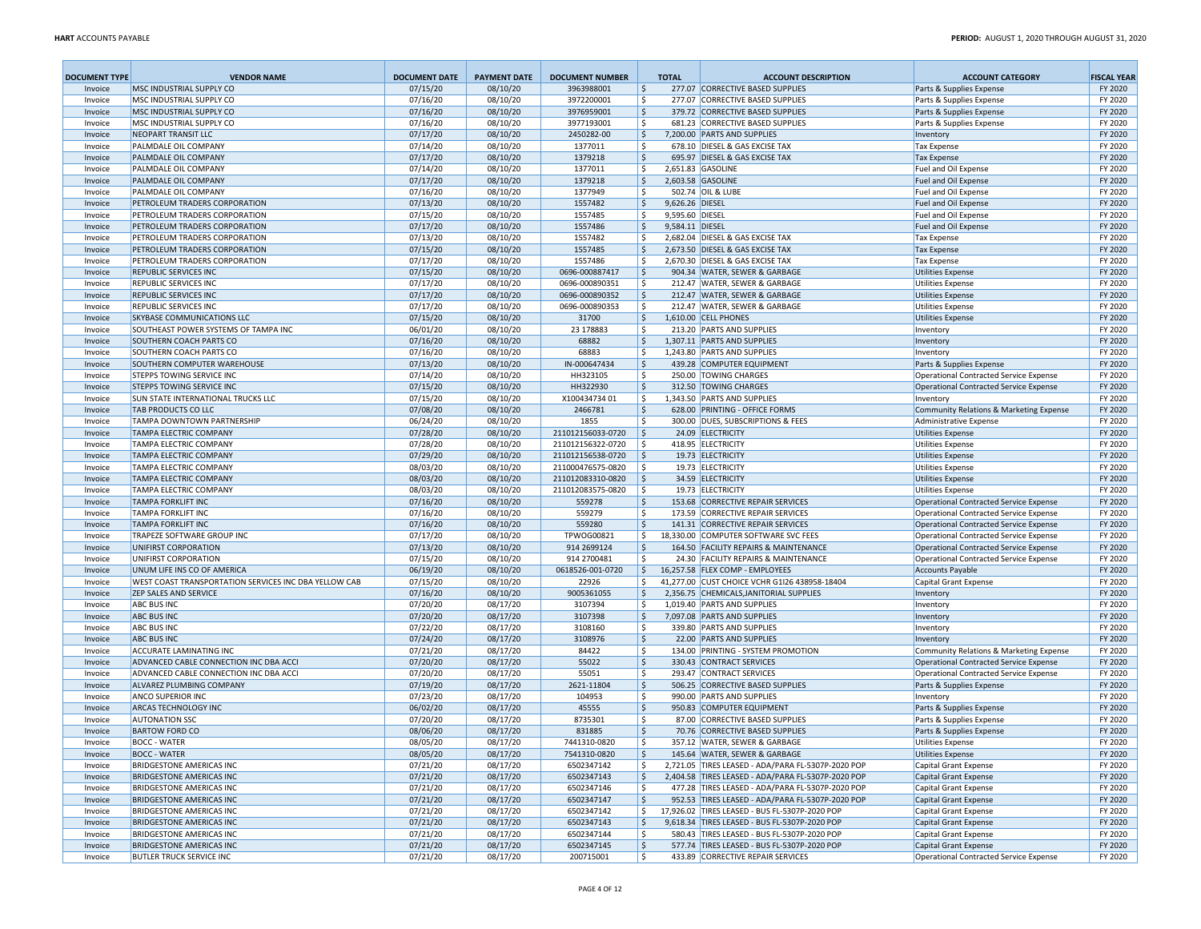| DOCUMENT TYPE | VENDOR NAME | DOCUMENT DATE | PAYMENT DATE | DOCUMENT NUMBER | TOTAL | ACCOUNT DESCRIPTION | ACCOUNT CATEGORY | FISCAL YEAR |
|---|---|---|---|---|---|---|---|---|
| Invoice | MSC INDUSTRIAL SUPPLY CO | 07/15/20 | 08/10/20 | 3963988001 | $ 277.07 | CORRECTIVE BASED SUPPLIES | Parts & Supplies Expense | FY 2020 |
| Invoice | MSC INDUSTRIAL SUPPLY CO | 07/16/20 | 08/10/20 | 3972200001 | $ 277.07 | CORRECTIVE BASED SUPPLIES | Parts & Supplies Expense | FY 2020 |
| Invoice | MSC INDUSTRIAL SUPPLY CO | 07/16/20 | 08/10/20 | 3976959001 | $ 379.72 | CORRECTIVE BASED SUPPLIES | Parts & Supplies Expense | FY 2020 |
| Invoice | MSC INDUSTRIAL SUPPLY CO | 07/16/20 | 08/10/20 | 3977193001 | $ 681.23 | CORRECTIVE BASED SUPPLIES | Parts & Supplies Expense | FY 2020 |
| Invoice | NEOPART TRANSIT LLC | 07/17/20 | 08/10/20 | 2450282-00 | $ 7,200.00 | PARTS AND SUPPLIES | Inventory | FY 2020 |
| Invoice | PALMDALE OIL COMPANY | 07/14/20 | 08/10/20 | 1377011 | $ 678.10 | DIESEL & GAS EXCISE TAX | Tax Expense | FY 2020 |
| Invoice | PALMDALE OIL COMPANY | 07/17/20 | 08/10/20 | 1379218 | $ 695.97 | DIESEL & GAS EXCISE TAX | Tax Expense | FY 2020 |
| Invoice | PALMDALE OIL COMPANY | 07/14/20 | 08/10/20 | 1377011 | $ 2,651.83 | GASOLINE | Fuel and Oil Expense | FY 2020 |
| Invoice | PALMDALE OIL COMPANY | 07/17/20 | 08/10/20 | 1379218 | $ 2,603.58 | GASOLINE | Fuel and Oil Expense | FY 2020 |
| Invoice | PALMDALE OIL COMPANY | 07/16/20 | 08/10/20 | 1377949 | $ 502.74 | OIL & LUBE | Fuel and Oil Expense | FY 2020 |
| Invoice | PETROLEUM TRADERS CORPORATION | 07/13/20 | 08/10/20 | 1557482 | $ 9,626.26 | DIESEL | Fuel and Oil Expense | FY 2020 |
| Invoice | PETROLEUM TRADERS CORPORATION | 07/15/20 | 08/10/20 | 1557485 | $ 9,595.60 | DIESEL | Fuel and Oil Expense | FY 2020 |
| Invoice | PETROLEUM TRADERS CORPORATION | 07/17/20 | 08/10/20 | 1557486 | $ 9,584.11 | DIESEL | Fuel and Oil Expense | FY 2020 |
| Invoice | PETROLEUM TRADERS CORPORATION | 07/13/20 | 08/10/20 | 1557482 | $ 2,682.04 | DIESEL & GAS EXCISE TAX | Tax Expense | FY 2020 |
| Invoice | PETROLEUM TRADERS CORPORATION | 07/15/20 | 08/10/20 | 1557485 | $ 2,673.50 | DIESEL & GAS EXCISE TAX | Tax Expense | FY 2020 |
| Invoice | PETROLEUM TRADERS CORPORATION | 07/17/20 | 08/10/20 | 1557486 | $ 2,670.30 | DIESEL & GAS EXCISE TAX | Tax Expense | FY 2020 |
| Invoice | REPUBLIC SERVICES INC | 07/15/20 | 08/10/20 | 0696-000887417 | $ 904.34 | WATER, SEWER & GARBAGE | Utilities Expense | FY 2020 |
| Invoice | REPUBLIC SERVICES INC | 07/17/20 | 08/10/20 | 0696-000890351 | $ 212.47 | WATER, SEWER & GARBAGE | Utilities Expense | FY 2020 |
| Invoice | REPUBLIC SERVICES INC | 07/17/20 | 08/10/20 | 0696-000890352 | $ 212.47 | WATER, SEWER & GARBAGE | Utilities Expense | FY 2020 |
| Invoice | REPUBLIC SERVICES INC | 07/17/20 | 08/10/20 | 0696-000890353 | $ 212.47 | WATER, SEWER & GARBAGE | Utilities Expense | FY 2020 |
| Invoice | SKYBASE COMMUNICATIONS LLC | 07/15/20 | 08/10/20 | 31700 | $ 1,610.00 | CELL PHONES | Utilities Expense | FY 2020 |
| Invoice | SOUTHEAST POWER SYSTEMS OF TAMPA INC | 06/01/20 | 08/10/20 | 23 178883 | $ 213.20 | PARTS AND SUPPLIES | Inventory | FY 2020 |
| Invoice | SOUTHERN COACH PARTS CO | 07/16/20 | 08/10/20 | 68882 | $ 1,307.11 | PARTS AND SUPPLIES | Inventory | FY 2020 |
| Invoice | SOUTHERN COACH PARTS CO | 07/16/20 | 08/10/20 | 68883 | $ 1,243.80 | PARTS AND SUPPLIES | Inventory | FY 2020 |
| Invoice | SOUTHERN COMPUTER WAREHOUSE | 07/13/20 | 08/10/20 | IN-000647434 | $ 439.28 | COMPUTER EQUIPMENT | Parts & Supplies Expense | FY 2020 |
| Invoice | STEPPS TOWING SERVICE INC | 07/14/20 | 08/10/20 | HH323105 | $ 250.00 | TOWING CHARGES | Operational Contracted Service Expense | FY 2020 |
| Invoice | STEPPS TOWING SERVICE INC | 07/15/20 | 08/10/20 | HH322930 | $ 312.50 | TOWING CHARGES | Operational Contracted Service Expense | FY 2020 |
| Invoice | SUN STATE INTERNATIONAL TRUCKS LLC | 07/15/20 | 08/10/20 | X100434734 01 | $ 1,343.50 | PARTS AND SUPPLIES | Inventory | FY 2020 |
| Invoice | TAB PRODUCTS CO LLC | 07/08/20 | 08/10/20 | 2466781 | $ 628.00 | PRINTING - OFFICE FORMS | Community Relations & Marketing Expense | FY 2020 |
| Invoice | TAMPA DOWNTOWN PARTNERSHIP | 06/24/20 | 08/10/20 | 1855 | $ 300.00 | DUES, SUBSCRIPTIONS & FEES | Administrative Expense | FY 2020 |
| Invoice | TAMPA ELECTRIC COMPANY | 07/28/20 | 08/10/20 | 211012156033-0720 | $ 24.09 | ELECTRICITY | Utilities Expense | FY 2020 |
| Invoice | TAMPA ELECTRIC COMPANY | 07/28/20 | 08/10/20 | 211012156322-0720 | $ 418.95 | ELECTRICITY | Utilities Expense | FY 2020 |
| Invoice | TAMPA ELECTRIC COMPANY | 07/29/20 | 08/10/20 | 211012156538-0720 | $ 19.73 | ELECTRICITY | Utilities Expense | FY 2020 |
| Invoice | TAMPA ELECTRIC COMPANY | 08/03/20 | 08/10/20 | 211000476575-0820 | $ 19.73 | ELECTRICITY | Utilities Expense | FY 2020 |
| Invoice | TAMPA ELECTRIC COMPANY | 08/03/20 | 08/10/20 | 211012083310-0820 | $ 34.59 | ELECTRICITY | Utilities Expense | FY 2020 |
| Invoice | TAMPA ELECTRIC COMPANY | 08/03/20 | 08/10/20 | 211012083575-0820 | $ 19.73 | ELECTRICITY | Utilities Expense | FY 2020 |
| Invoice | TAMPA FORKLIFT INC | 07/16/20 | 08/10/20 | 559278 | $ 153.68 | CORRECTIVE REPAIR SERVICES | Operational Contracted Service Expense | FY 2020 |
| Invoice | TAMPA FORKLIFT INC | 07/16/20 | 08/10/20 | 559279 | $ 173.59 | CORRECTIVE REPAIR SERVICES | Operational Contracted Service Expense | FY 2020 |
| Invoice | TAMPA FORKLIFT INC | 07/16/20 | 08/10/20 | 559280 | $ 141.31 | CORRECTIVE REPAIR SERVICES | Operational Contracted Service Expense | FY 2020 |
| Invoice | TRAPEZE SOFTWARE GROUP INC | 07/17/20 | 08/10/20 | TPWOG00821 | $ 18,330.00 | COMPUTER SOFTWARE SVC FEES | Operational Contracted Service Expense | FY 2020 |
| Invoice | UNIFIRST CORPORATION | 07/13/20 | 08/10/20 | 914 2699124 | $ 164.50 | FACILITY REPAIRS & MAINTENANCE | Operational Contracted Service Expense | FY 2020 |
| Invoice | UNIFIRST CORPORATION | 07/15/20 | 08/10/20 | 914 2700481 | $ 24.30 | FACILITY REPAIRS & MAINTENANCE | Operational Contracted Service Expense | FY 2020 |
| Invoice | UNUM LIFE INS CO OF AMERICA | 06/19/20 | 08/10/20 | 0618526-001-0720 | $ 16,257.58 | FLEX COMP - EMPLOYEES | Accounts Payable | FY 2020 |
| Invoice | WEST COAST TRANSPORTATION SERVICES INC DBA YELLOW CAB | 07/15/20 | 08/10/20 | 22926 | $ 41,277.00 | CUST CHOICE VCHR G1I26 438958-18404 | Capital Grant Expense | FY 2020 |
| Invoice | ZEP SALES AND SERVICE | 07/16/20 | 08/10/20 | 9005361055 | $ 2,356.75 | CHEMICALS,JANITORIAL SUPPLIES | Inventory | FY 2020 |
| Invoice | ABC BUS INC | 07/20/20 | 08/17/20 | 3107394 | $ 1,019.40 | PARTS AND SUPPLIES | Inventory | FY 2020 |
| Invoice | ABC BUS INC | 07/20/20 | 08/17/20 | 3107398 | $ 7,097.08 | PARTS AND SUPPLIES | Inventory | FY 2020 |
| Invoice | ABC BUS INC | 07/22/20 | 08/17/20 | 3108160 | $ 339.80 | PARTS AND SUPPLIES | Inventory | FY 2020 |
| Invoice | ABC BUS INC | 07/24/20 | 08/17/20 | 3108976 | $ 22.00 | PARTS AND SUPPLIES | Inventory | FY 2020 |
| Invoice | ACCURATE LAMINATING INC | 07/21/20 | 08/17/20 | 84422 | $ 134.00 | PRINTING - SYSTEM PROMOTION | Community Relations & Marketing Expense | FY 2020 |
| Invoice | ADVANCED CABLE CONNECTION INC DBA ACCI | 07/20/20 | 08/17/20 | 55022 | $ 330.43 | CONTRACT SERVICES | Operational Contracted Service Expense | FY 2020 |
| Invoice | ADVANCED CABLE CONNECTION INC DBA ACCI | 07/20/20 | 08/17/20 | 55051 | $ 293.47 | CONTRACT SERVICES | Operational Contracted Service Expense | FY 2020 |
| Invoice | ALVAREZ PLUMBING COMPANY | 07/19/20 | 08/17/20 | 2621-11804 | $ 506.25 | CORRECTIVE BASED SUPPLIES | Parts & Supplies Expense | FY 2020 |
| Invoice | ANCO SUPERIOR INC | 07/23/20 | 08/17/20 | 104953 | $ 990.00 | PARTS AND SUPPLIES | Inventory | FY 2020 |
| Invoice | ARCAS TECHNOLOGY INC | 06/02/20 | 08/17/20 | 45555 | $ 950.83 | COMPUTER EQUIPMENT | Parts & Supplies Expense | FY 2020 |
| Invoice | AUTONATION SSC | 07/20/20 | 08/17/20 | 8735301 | $ 87.00 | CORRECTIVE BASED SUPPLIES | Parts & Supplies Expense | FY 2020 |
| Invoice | BARTOW FORD CO | 08/06/20 | 08/17/20 | 831885 | $ 70.76 | CORRECTIVE BASED SUPPLIES | Parts & Supplies Expense | FY 2020 |
| Invoice | BOCC - WATER | 08/05/20 | 08/17/20 | 7441310-0820 | $ 357.12 | WATER, SEWER & GARBAGE | Utilities Expense | FY 2020 |
| Invoice | BOCC - WATER | 08/05/20 | 08/17/20 | 7541310-0820 | $ 145.64 | WATER, SEWER & GARBAGE | Utilities Expense | FY 2020 |
| Invoice | BRIDGESTONE AMERICAS INC | 07/21/20 | 08/17/20 | 6502347142 | $ 2,721.05 | TIRES LEASED - ADA/PARA FL-5307P-2020 POP | Capital Grant Expense | FY 2020 |
| Invoice | BRIDGESTONE AMERICAS INC | 07/21/20 | 08/17/20 | 6502347143 | $ 2,404.58 | TIRES LEASED - ADA/PARA FL-5307P-2020 POP | Capital Grant Expense | FY 2020 |
| Invoice | BRIDGESTONE AMERICAS INC | 07/21/20 | 08/17/20 | 6502347146 | $ 477.28 | TIRES LEASED - ADA/PARA FL-5307P-2020 POP | Capital Grant Expense | FY 2020 |
| Invoice | BRIDGESTONE AMERICAS INC | 07/21/20 | 08/17/20 | 6502347147 | $ 952.53 | TIRES LEASED - ADA/PARA FL-5307P-2020 POP | Capital Grant Expense | FY 2020 |
| Invoice | BRIDGESTONE AMERICAS INC | 07/21/20 | 08/17/20 | 6502347142 | $ 17,926.02 | TIRES LEASED - BUS FL-5307P-2020 POP | Capital Grant Expense | FY 2020 |
| Invoice | BRIDGESTONE AMERICAS INC | 07/21/20 | 08/17/20 | 6502347143 | $ 9,618.34 | TIRES LEASED - BUS FL-5307P-2020 POP | Capital Grant Expense | FY 2020 |
| Invoice | BRIDGESTONE AMERICAS INC | 07/21/20 | 08/17/20 | 6502347144 | $ 580.43 | TIRES LEASED - BUS FL-5307P-2020 POP | Capital Grant Expense | FY 2020 |
| Invoice | BRIDGESTONE AMERICAS INC | 07/21/20 | 08/17/20 | 6502347145 | $ 577.74 | TIRES LEASED - BUS FL-5307P-2020 POP | Capital Grant Expense | FY 2020 |
| Invoice | BUTLER TRUCK SERVICE INC | 07/21/20 | 08/17/20 | 200715001 | $ 433.89 | CORRECTIVE REPAIR SERVICES | Operational Contracted Service Expense | FY 2020 |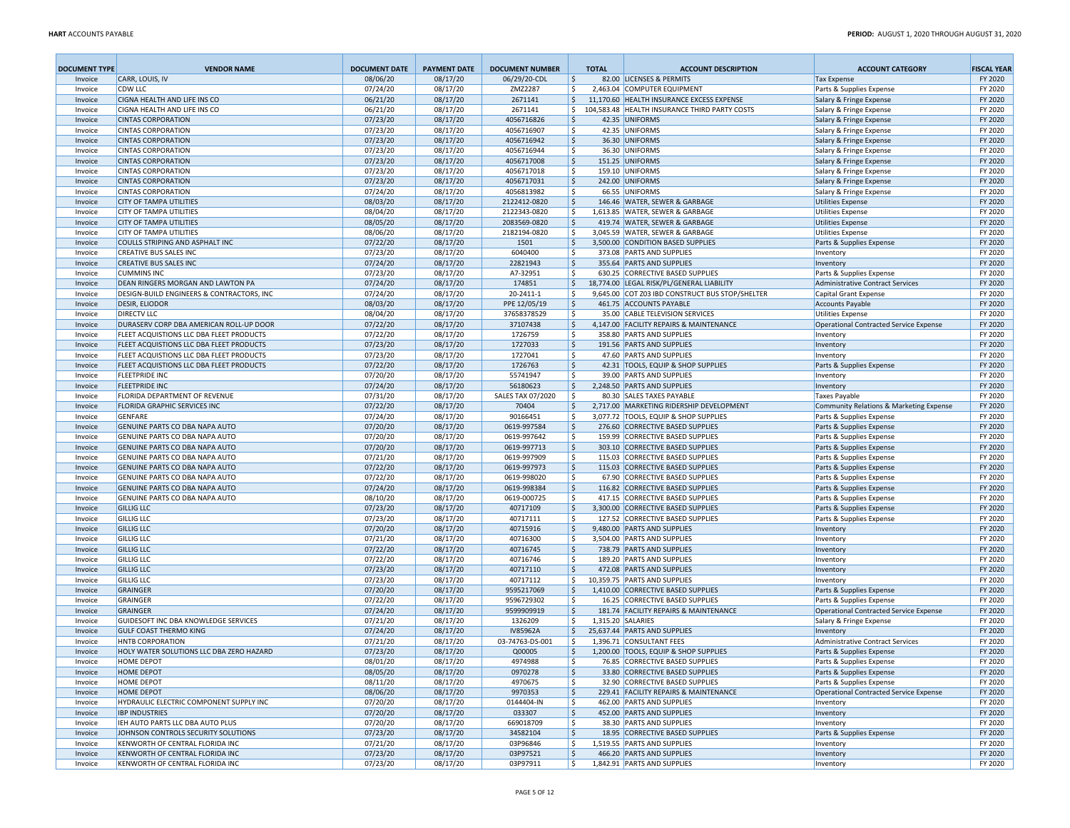| DOCUMENT TYPE | VENDOR NAME | DOCUMENT DATE | PAYMENT DATE | DOCUMENT NUMBER | TOTAL | ACCOUNT DESCRIPTION | ACCOUNT CATEGORY | FISCAL YEAR |
|---|---|---|---|---|---|---|---|---|
| Invoice | CARR, LOUIS, IV | 08/06/20 | 08/17/20 | 06/29/20-CDL | $ 82.00 | LICENSES & PERMITS | Tax Expense | FY 2020 |
| Invoice | CDW LLC | 07/24/20 | 08/17/20 | ZMZ2287 | $ 2,463.04 | COMPUTER EQUIPMENT | Parts & Supplies Expense | FY 2020 |
| Invoice | CIGNA HEALTH AND LIFE INS CO | 06/21/20 | 08/17/20 | 2671141 | $ 11,170.60 | HEALTH INSURANCE EXCESS EXPENSE | Salary & Fringe Expense | FY 2020 |
| Invoice | CIGNA HEALTH AND LIFE INS CO | 06/21/20 | 08/17/20 | 2671141 | $ 104,583.48 | HEALTH INSURANCE THIRD PARTY COSTS | Salary & Fringe Expense | FY 2020 |
| Invoice | CINTAS CORPORATION | 07/23/20 | 08/17/20 | 4056716826 | $ 42.35 | UNIFORMS | Salary & Fringe Expense | FY 2020 |
| Invoice | CINTAS CORPORATION | 07/23/20 | 08/17/20 | 4056716907 | $ 42.35 | UNIFORMS | Salary & Fringe Expense | FY 2020 |
| Invoice | CINTAS CORPORATION | 07/23/20 | 08/17/20 | 4056716942 | $ 36.30 | UNIFORMS | Salary & Fringe Expense | FY 2020 |
| Invoice | CINTAS CORPORATION | 07/23/20 | 08/17/20 | 4056716944 | $ 36.30 | UNIFORMS | Salary & Fringe Expense | FY 2020 |
| Invoice | CINTAS CORPORATION | 07/23/20 | 08/17/20 | 4056717008 | $ 151.25 | UNIFORMS | Salary & Fringe Expense | FY 2020 |
| Invoice | CINTAS CORPORATION | 07/23/20 | 08/17/20 | 4056717018 | $ 159.10 | UNIFORMS | Salary & Fringe Expense | FY 2020 |
| Invoice | CINTAS CORPORATION | 07/23/20 | 08/17/20 | 4056717031 | $ 242.00 | UNIFORMS | Salary & Fringe Expense | FY 2020 |
| Invoice | CINTAS CORPORATION | 07/24/20 | 08/17/20 | 4056813982 | $ 66.55 | UNIFORMS | Salary & Fringe Expense | FY 2020 |
| Invoice | CITY OF TAMPA UTILITIES | 08/03/20 | 08/17/20 | 2122412-0820 | $ 146.46 | WATER, SEWER & GARBAGE | Utilities Expense | FY 2020 |
| Invoice | CITY OF TAMPA UTILITIES | 08/04/20 | 08/17/20 | 2122343-0820 | $ 1,613.85 | WATER, SEWER & GARBAGE | Utilities Expense | FY 2020 |
| Invoice | CITY OF TAMPA UTILITIES | 08/05/20 | 08/17/20 | 2083569-0820 | $ 419.74 | WATER, SEWER & GARBAGE | Utilities Expense | FY 2020 |
| Invoice | CITY OF TAMPA UTILITIES | 08/06/20 | 08/17/20 | 2182194-0820 | $ 3,045.59 | WATER, SEWER & GARBAGE | Utilities Expense | FY 2020 |
| Invoice | COULLS STRIPING AND ASPHALT INC | 07/22/20 | 08/17/20 | 1501 | $ 3,500.00 | CONDITION BASED SUPPLIES | Parts & Supplies Expense | FY 2020 |
| Invoice | CREATIVE BUS SALES INC | 07/23/20 | 08/17/20 | 6040400 | $ 373.08 | PARTS AND SUPPLIES | Inventory | FY 2020 |
| Invoice | CREATIVE BUS SALES INC | 07/24/20 | 08/17/20 | 22821943 | $ 355.64 | PARTS AND SUPPLIES | Inventory | FY 2020 |
| Invoice | CUMMINS INC | 07/23/20 | 08/17/20 | A7-32951 | $ 630.25 | CORRECTIVE BASED SUPPLIES | Parts & Supplies Expense | FY 2020 |
| Invoice | DEAN RINGERS MORGAN AND LAWTON PA | 07/24/20 | 08/17/20 | 174851 | $ 18,774.00 | LEGAL RISK/PL/GENERAL LIABILITY | Administrative Contract Services | FY 2020 |
| Invoice | DESIGN-BUILD ENGINEERS & CONTRACTORS, INC | 07/24/20 | 08/17/20 | 20-2411-1 | $ 9,645.00 | COT Z03 IBD CONSTRUCT BUS STOP/SHELTER | Capital Grant Expense | FY 2020 |
| Invoice | DESIR, ELIODOR | 08/03/20 | 08/17/20 | PPE 12/05/19 | $ 461.75 | ACCOUNTS PAYABLE | Accounts Payable | FY 2020 |
| Invoice | DIRECTV LLC | 08/04/20 | 08/17/20 | 37658378529 | $ 35.00 | CABLE TELEVISION SERVICES | Utilities Expense | FY 2020 |
| Invoice | DURASERV CORP DBA AMERICAN ROLL-UP DOOR | 07/22/20 | 08/17/20 | 37107438 | $ 4,147.00 | FACILITY REPAIRS & MAINTENANCE | Operational Contracted Service Expense | FY 2020 |
| Invoice | FLEET ACQUISTIONS LLC DBA FLEET PRODUCTS | 07/22/20 | 08/17/20 | 1726759 | $ 358.80 | PARTS AND SUPPLIES | Inventory | FY 2020 |
| Invoice | FLEET ACQUISTIONS LLC DBA FLEET PRODUCTS | 07/23/20 | 08/17/20 | 1727033 | $ 191.56 | PARTS AND SUPPLIES | Inventory | FY 2020 |
| Invoice | FLEET ACQUISTIONS LLC DBA FLEET PRODUCTS | 07/23/20 | 08/17/20 | 1727041 | $ 47.60 | PARTS AND SUPPLIES | Inventory | FY 2020 |
| Invoice | FLEET ACQUISTIONS LLC DBA FLEET PRODUCTS | 07/22/20 | 08/17/20 | 1726763 | $ 42.31 | TOOLS, EQUIP & SHOP SUPPLIES | Parts & Supplies Expense | FY 2020 |
| Invoice | FLEETPRIDE INC | 07/20/20 | 08/17/20 | 55741947 | $ 39.00 | PARTS AND SUPPLIES | Inventory | FY 2020 |
| Invoice | FLEETPRIDE INC | 07/24/20 | 08/17/20 | 56180623 | $ 2,248.50 | PARTS AND SUPPLIES | Inventory | FY 2020 |
| Invoice | FLORIDA DEPARTMENT OF REVENUE | 07/31/20 | 08/17/20 | SALES TAX 07/2020 | $ 80.30 | SALES TAXES PAYABLE | Taxes Payable | FY 2020 |
| Invoice | FLORIDA GRAPHIC SERVICES INC | 07/22/20 | 08/17/20 | 70404 | $ 2,717.00 | MARKETING RIDERSHIP DEVELOPMENT | Community Relations & Marketing Expense | FY 2020 |
| Invoice | GENFARE | 07/24/20 | 08/17/20 | 90166451 | $ 3,077.72 | TOOLS, EQUIP & SHOP SUPPLIES | Parts & Supplies Expense | FY 2020 |
| Invoice | GENUINE PARTS CO DBA NAPA AUTO | 07/20/20 | 08/17/20 | 0619-997584 | $ 276.60 | CORRECTIVE BASED SUPPLIES | Parts & Supplies Expense | FY 2020 |
| Invoice | GENUINE PARTS CO DBA NAPA AUTO | 07/20/20 | 08/17/20 | 0619-997642 | $ 159.99 | CORRECTIVE BASED SUPPLIES | Parts & Supplies Expense | FY 2020 |
| Invoice | GENUINE PARTS CO DBA NAPA AUTO | 07/20/20 | 08/17/20 | 0619-997713 | $ 303.10 | CORRECTIVE BASED SUPPLIES | Parts & Supplies Expense | FY 2020 |
| Invoice | GENUINE PARTS CO DBA NAPA AUTO | 07/21/20 | 08/17/20 | 0619-997909 | $ 115.03 | CORRECTIVE BASED SUPPLIES | Parts & Supplies Expense | FY 2020 |
| Invoice | GENUINE PARTS CO DBA NAPA AUTO | 07/22/20 | 08/17/20 | 0619-997973 | $ 115.03 | CORRECTIVE BASED SUPPLIES | Parts & Supplies Expense | FY 2020 |
| Invoice | GENUINE PARTS CO DBA NAPA AUTO | 07/22/20 | 08/17/20 | 0619-998020 | $ 67.90 | CORRECTIVE BASED SUPPLIES | Parts & Supplies Expense | FY 2020 |
| Invoice | GENUINE PARTS CO DBA NAPA AUTO | 07/24/20 | 08/17/20 | 0619-998384 | $ 116.82 | CORRECTIVE BASED SUPPLIES | Parts & Supplies Expense | FY 2020 |
| Invoice | GENUINE PARTS CO DBA NAPA AUTO | 08/10/20 | 08/17/20 | 0619-000725 | $ 417.15 | CORRECTIVE BASED SUPPLIES | Parts & Supplies Expense | FY 2020 |
| Invoice | GILLIG LLC | 07/23/20 | 08/17/20 | 40717109 | $ 3,300.00 | CORRECTIVE BASED SUPPLIES | Parts & Supplies Expense | FY 2020 |
| Invoice | GILLIG LLC | 07/23/20 | 08/17/20 | 40717111 | $ 127.52 | CORRECTIVE BASED SUPPLIES | Parts & Supplies Expense | FY 2020 |
| Invoice | GILLIG LLC | 07/20/20 | 08/17/20 | 40715916 | $ 9,480.00 | PARTS AND SUPPLIES | Inventory | FY 2020 |
| Invoice | GILLIG LLC | 07/21/20 | 08/17/20 | 40716300 | $ 3,504.00 | PARTS AND SUPPLIES | Inventory | FY 2020 |
| Invoice | GILLIG LLC | 07/22/20 | 08/17/20 | 40716745 | $ 738.79 | PARTS AND SUPPLIES | Inventory | FY 2020 |
| Invoice | GILLIG LLC | 07/22/20 | 08/17/20 | 40716746 | $ 189.20 | PARTS AND SUPPLIES | Inventory | FY 2020 |
| Invoice | GILLIG LLC | 07/23/20 | 08/17/20 | 40717110 | $ 472.08 | PARTS AND SUPPLIES | Inventory | FY 2020 |
| Invoice | GILLIG LLC | 07/23/20 | 08/17/20 | 40717112 | $ 10,359.75 | PARTS AND SUPPLIES | Inventory | FY 2020 |
| Invoice | GRAINGER | 07/20/20 | 08/17/20 | 9595217069 | $ 1,410.00 | CORRECTIVE BASED SUPPLIES | Parts & Supplies Expense | FY 2020 |
| Invoice | GRAINGER | 07/22/20 | 08/17/20 | 9596729302 | $ 16.25 | CORRECTIVE BASED SUPPLIES | Parts & Supplies Expense | FY 2020 |
| Invoice | GRAINGER | 07/24/20 | 08/17/20 | 9599909919 | $ 181.74 | FACILITY REPAIRS & MAINTENANCE | Operational Contracted Service Expense | FY 2020 |
| Invoice | GUIDESOFT INC DBA KNOWLEDGE SERVICES | 07/21/20 | 08/17/20 | 1326209 | $ 1,315.20 | SALARIES | Salary & Fringe Expense | FY 2020 |
| Invoice | GULF COAST THERMO KING | 07/24/20 | 08/17/20 | IV85962A | $ 25,637.44 | PARTS AND SUPPLIES | Inventory | FY 2020 |
| Invoice | HNTB CORPORATION | 07/21/20 | 08/17/20 | 03-74763-DS-001 | $ 1,396.71 | CONSULTANT FEES | Administrative Contract Services | FY 2020 |
| Invoice | HOLY WATER SOLUTIONS LLC DBA ZERO HAZARD | 07/23/20 | 08/17/20 | Q00005 | $ 1,200.00 | TOOLS, EQUIP & SHOP SUPPLIES | Parts & Supplies Expense | FY 2020 |
| Invoice | HOME DEPOT | 08/01/20 | 08/17/20 | 4974988 | $ 76.85 | CORRECTIVE BASED SUPPLIES | Parts & Supplies Expense | FY 2020 |
| Invoice | HOME DEPOT | 08/05/20 | 08/17/20 | 0970278 | $ 33.80 | CORRECTIVE BASED SUPPLIES | Parts & Supplies Expense | FY 2020 |
| Invoice | HOME DEPOT | 08/11/20 | 08/17/20 | 4970675 | $ 32.90 | CORRECTIVE BASED SUPPLIES | Parts & Supplies Expense | FY 2020 |
| Invoice | HOME DEPOT | 08/06/20 | 08/17/20 | 9970353 | $ 229.41 | FACILITY REPAIRS & MAINTENANCE | Operational Contracted Service Expense | FY 2020 |
| Invoice | HYDRAULIC ELECTRIC COMPONENT SUPPLY INC | 07/20/20 | 08/17/20 | 0144404-IN | $ 462.00 | PARTS AND SUPPLIES | Inventory | FY 2020 |
| Invoice | IBP INDUSTRIES | 07/20/20 | 08/17/20 | 033307 | $ 452.00 | PARTS AND SUPPLIES | Inventory | FY 2020 |
| Invoice | IEH AUTO PARTS LLC DBA AUTO PLUS | 07/20/20 | 08/17/20 | 669018709 | $ 38.30 | PARTS AND SUPPLIES | Inventory | FY 2020 |
| Invoice | JOHNSON CONTROLS SECURITY SOLUTIONS | 07/23/20 | 08/17/20 | 34582104 | $ 18.95 | CORRECTIVE BASED SUPPLIES | Parts & Supplies Expense | FY 2020 |
| Invoice | KENWORTH OF CENTRAL FLORIDA INC | 07/21/20 | 08/17/20 | 03P96846 | $ 1,519.55 | PARTS AND SUPPLIES | Inventory | FY 2020 |
| Invoice | KENWORTH OF CENTRAL FLORIDA INC | 07/23/20 | 08/17/20 | 03P97521 | $ 466.20 | PARTS AND SUPPLIES | Inventory | FY 2020 |
| Invoice | KENWORTH OF CENTRAL FLORIDA INC | 07/23/20 | 08/17/20 | 03P97911 | $ 1,842.91 | PARTS AND SUPPLIES | Inventory | FY 2020 |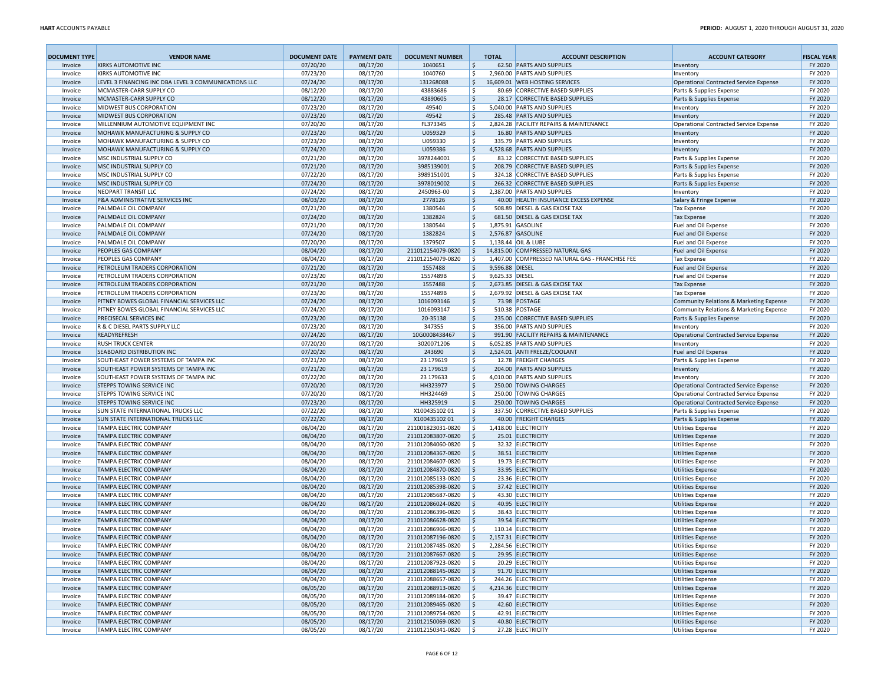| DOCUMENT TYPE | VENDOR NAME | DOCUMENT DATE | PAYMENT DATE | DOCUMENT NUMBER | TOTAL | ACCOUNT DESCRIPTION | ACCOUNT CATEGORY | FISCAL YEAR |
|---|---|---|---|---|---|---|---|---|
| Invoice | KIRKS AUTOMOTIVE INC | 07/20/20 | 08/17/20 | 1040651 | $ 62.50 | PARTS AND SUPPLIES | Inventory | FY 2020 |
| Invoice | KIRKS AUTOMOTIVE INC | 07/23/20 | 08/17/20 | 1040760 | $ 2,960.00 | PARTS AND SUPPLIES | Inventory | FY 2020 |
| Invoice | LEVEL 3 FINANCING INC DBA LEVEL 3 COMMUNICATIONS LLC | 07/24/20 | 08/17/20 | 131268088 | $ 16,609.01 | WEB HOSTING SERVICES | Operational Contracted Service Expense | FY 2020 |
| Invoice | MCMASTER-CARR SUPPLY CO | 08/12/20 | 08/17/20 | 43883686 | $ 80.69 | CORRECTIVE BASED SUPPLIES | Parts & Supplies Expense | FY 2020 |
| Invoice | MCMASTER-CARR SUPPLY CO | 08/12/20 | 08/17/20 | 43890605 | $ 28.17 | CORRECTIVE BASED SUPPLIES | Parts & Supplies Expense | FY 2020 |
| Invoice | MIDWEST BUS CORPORATION | 07/23/20 | 08/17/20 | 49540 | $ 5,040.00 | PARTS AND SUPPLIES | Inventory | FY 2020 |
| Invoice | MIDWEST BUS CORPORATION | 07/23/20 | 08/17/20 | 49542 | $ 285.48 | PARTS AND SUPPLIES | Inventory | FY 2020 |
| Invoice | MILLENNIUM AUTOMOTIVE EQUIPMENT INC | 07/20/20 | 08/17/20 | FL373345 | $ 2,824.28 | FACILITY REPAIRS & MAINTENANCE | Operational Contracted Service Expense | FY 2020 |
| Invoice | MOHAWK MANUFACTURING & SUPPLY CO | 07/23/20 | 08/17/20 | U059329 | $ 16.80 | PARTS AND SUPPLIES | Inventory | FY 2020 |
| Invoice | MOHAWK MANUFACTURING & SUPPLY CO | 07/23/20 | 08/17/20 | U059330 | $ 335.79 | PARTS AND SUPPLIES | Inventory | FY 2020 |
| Invoice | MOHAWK MANUFACTURING & SUPPLY CO | 07/24/20 | 08/17/20 | U059386 | $ 4,528.68 | PARTS AND SUPPLIES | Inventory | FY 2020 |
| Invoice | MSC INDUSTRIAL SUPPLY CO | 07/21/20 | 08/17/20 | 3978244001 | $ 83.12 | CORRECTIVE BASED SUPPLIES | Parts & Supplies Expense | FY 2020 |
| Invoice | MSC INDUSTRIAL SUPPLY CO | 07/21/20 | 08/17/20 | 3985139001 | $ 208.79 | CORRECTIVE BASED SUPPLIES | Parts & Supplies Expense | FY 2020 |
| Invoice | MSC INDUSTRIAL SUPPLY CO | 07/22/20 | 08/17/20 | 3989151001 | $ 324.18 | CORRECTIVE BASED SUPPLIES | Parts & Supplies Expense | FY 2020 |
| Invoice | MSC INDUSTRIAL SUPPLY CO | 07/24/20 | 08/17/20 | 3978019002 | $ 266.32 | CORRECTIVE BASED SUPPLIES | Parts & Supplies Expense | FY 2020 |
| Invoice | NEOPART TRANSIT LLC | 07/24/20 | 08/17/20 | 2450963-00 | $ 2,387.00 | PARTS AND SUPPLIES | Inventory | FY 2020 |
| Invoice | P&A ADMINISTRATIVE SERVICES INC | 08/03/20 | 08/17/20 | 2778126 | $ 40.00 | HEALTH INSURANCE EXCESS EXPENSE | Salary & Fringe Expense | FY 2020 |
| Invoice | PALMDALE OIL COMPANY | 07/21/20 | 08/17/20 | 1380544 | $ 508.89 | DIESEL & GAS EXCISE TAX | Tax Expense | FY 2020 |
| Invoice | PALMDALE OIL COMPANY | 07/24/20 | 08/17/20 | 1382824 | $ 681.50 | DIESEL & GAS EXCISE TAX | Tax Expense | FY 2020 |
| Invoice | PALMDALE OIL COMPANY | 07/21/20 | 08/17/20 | 1380544 | $ 1,875.91 | GASOLINE | Fuel and Oil Expense | FY 2020 |
| Invoice | PALMDALE OIL COMPANY | 07/24/20 | 08/17/20 | 1382824 | $ 2,576.87 | GASOLINE | Fuel and Oil Expense | FY 2020 |
| Invoice | PALMDALE OIL COMPANY | 07/20/20 | 08/17/20 | 1379507 | $ 1,138.44 | OIL & LUBE | Fuel and Oil Expense | FY 2020 |
| Invoice | PEOPLES GAS COMPANY | 08/04/20 | 08/17/20 | 211012154079-0820 | $ 14,815.00 | COMPRESSED NATURAL GAS | Fuel and Oil Expense | FY 2020 |
| Invoice | PEOPLES GAS COMPANY | 08/04/20 | 08/17/20 | 211012154079-0820 | $ 1,407.00 | COMPRESSED NATURAL GAS - FRANCHISE FEE | Tax Expense | FY 2020 |
| Invoice | PETROLEUM TRADERS CORPORATION | 07/21/20 | 08/17/20 | 1557488 | $ 9,596.88 | DIESEL | Fuel and Oil Expense | FY 2020 |
| Invoice | PETROLEUM TRADERS CORPORATION | 07/23/20 | 08/17/20 | 1557489B | $ 9,625.33 | DIESEL | Fuel and Oil Expense | FY 2020 |
| Invoice | PETROLEUM TRADERS CORPORATION | 07/21/20 | 08/17/20 | 1557488 | $ 2,673.85 | DIESEL & GAS EXCISE TAX | Tax Expense | FY 2020 |
| Invoice | PETROLEUM TRADERS CORPORATION | 07/23/20 | 08/17/20 | 1557489B | $ 2,679.92 | DIESEL & GAS EXCISE TAX | Tax Expense | FY 2020 |
| Invoice | PITNEY BOWES GLOBAL FINANCIAL SERVICES LLC | 07/24/20 | 08/17/20 | 1016093146 | $ 73.98 | POSTAGE | Community Relations & Marketing Expense | FY 2020 |
| Invoice | PITNEY BOWES GLOBAL FINANCIAL SERVICES LLC | 07/24/20 | 08/17/20 | 1016093147 | $ 510.38 | POSTAGE | Community Relations & Marketing Expense | FY 2020 |
| Invoice | PRECISECAL SERVICES INC | 07/23/20 | 08/17/20 | 20-35138 | $ 235.00 | CORRECTIVE BASED SUPPLIES | Parts & Supplies Expense | FY 2020 |
| Invoice | R & C DIESEL PARTS SUPPLY LLC | 07/23/20 | 08/17/20 | 347355 | $ 356.00 | PARTS AND SUPPLIES | Inventory | FY 2020 |
| Invoice | READYREFRESH | 07/24/20 | 08/17/20 | 10G0008438467 | $ 991.90 | FACILITY REPAIRS & MAINTENANCE | Operational Contracted Service Expense | FY 2020 |
| Invoice | RUSH TRUCK CENTER | 07/20/20 | 08/17/20 | 3020071206 | $ 6,052.85 | PARTS AND SUPPLIES | Inventory | FY 2020 |
| Invoice | SEABOARD DISTRIBUTION INC | 07/20/20 | 08/17/20 | 243690 | $ 2,524.01 | ANTI FREEZE/COOLANT | Fuel and Oil Expense | FY 2020 |
| Invoice | SOUTHEAST POWER SYSTEMS OF TAMPA INC | 07/21/20 | 08/17/20 | 23 179619 | $ 12.78 | FREIGHT CHARGES | Parts & Supplies Expense | FY 2020 |
| Invoice | SOUTHEAST POWER SYSTEMS OF TAMPA INC | 07/21/20 | 08/17/20 | 23 179619 | $ 204.00 | PARTS AND SUPPLIES | Inventory | FY 2020 |
| Invoice | SOUTHEAST POWER SYSTEMS OF TAMPA INC | 07/22/20 | 08/17/20 | 23 179633 | $ 4,010.00 | PARTS AND SUPPLIES | Inventory | FY 2020 |
| Invoice | STEPPS TOWING SERVICE INC | 07/20/20 | 08/17/20 | HH323977 | $ 250.00 | TOWING CHARGES | Operational Contracted Service Expense | FY 2020 |
| Invoice | STEPPS TOWING SERVICE INC | 07/20/20 | 08/17/20 | HH324469 | $ 250.00 | TOWING CHARGES | Operational Contracted Service Expense | FY 2020 |
| Invoice | STEPPS TOWING SERVICE INC | 07/23/20 | 08/17/20 | HH325919 | $ 250.00 | TOWING CHARGES | Operational Contracted Service Expense | FY 2020 |
| Invoice | SUN STATE INTERNATIONAL TRUCKS LLC | 07/22/20 | 08/17/20 | X100435102 01 | $ 337.50 | CORRECTIVE BASED SUPPLIES | Parts & Supplies Expense | FY 2020 |
| Invoice | SUN STATE INTERNATIONAL TRUCKS LLC | 07/22/20 | 08/17/20 | X100435102 01 | $ 40.00 | FREIGHT CHARGES | Parts & Supplies Expense | FY 2020 |
| Invoice | TAMPA ELECTRIC COMPANY | 08/04/20 | 08/17/20 | 211001823031-0820 | $ 1,418.00 | ELECTRICITY | Utilities Expense | FY 2020 |
| Invoice | TAMPA ELECTRIC COMPANY | 08/04/20 | 08/17/20 | 211012083807-0820 | $ 25.01 | ELECTRICITY | Utilities Expense | FY 2020 |
| Invoice | TAMPA ELECTRIC COMPANY | 08/04/20 | 08/17/20 | 211012084060-0820 | $ 32.32 | ELECTRICITY | Utilities Expense | FY 2020 |
| Invoice | TAMPA ELECTRIC COMPANY | 08/04/20 | 08/17/20 | 211012084367-0820 | $ 38.51 | ELECTRICITY | Utilities Expense | FY 2020 |
| Invoice | TAMPA ELECTRIC COMPANY | 08/04/20 | 08/17/20 | 211012084607-0820 | $ 19.73 | ELECTRICITY | Utilities Expense | FY 2020 |
| Invoice | TAMPA ELECTRIC COMPANY | 08/04/20 | 08/17/20 | 211012084870-0820 | $ 33.95 | ELECTRICITY | Utilities Expense | FY 2020 |
| Invoice | TAMPA ELECTRIC COMPANY | 08/04/20 | 08/17/20 | 211012085133-0820 | $ 23.36 | ELECTRICITY | Utilities Expense | FY 2020 |
| Invoice | TAMPA ELECTRIC COMPANY | 08/04/20 | 08/17/20 | 211012085398-0820 | $ 37.42 | ELECTRICITY | Utilities Expense | FY 2020 |
| Invoice | TAMPA ELECTRIC COMPANY | 08/04/20 | 08/17/20 | 211012085687-0820 | $ 43.30 | ELECTRICITY | Utilities Expense | FY 2020 |
| Invoice | TAMPA ELECTRIC COMPANY | 08/04/20 | 08/17/20 | 211012086024-0820 | $ 40.95 | ELECTRICITY | Utilities Expense | FY 2020 |
| Invoice | TAMPA ELECTRIC COMPANY | 08/04/20 | 08/17/20 | 211012086396-0820 | $ 38.43 | ELECTRICITY | Utilities Expense | FY 2020 |
| Invoice | TAMPA ELECTRIC COMPANY | 08/04/20 | 08/17/20 | 211012086628-0820 | $ 39.54 | ELECTRICITY | Utilities Expense | FY 2020 |
| Invoice | TAMPA ELECTRIC COMPANY | 08/04/20 | 08/17/20 | 211012086966-0820 | $ 110.14 | ELECTRICITY | Utilities Expense | FY 2020 |
| Invoice | TAMPA ELECTRIC COMPANY | 08/04/20 | 08/17/20 | 211012087196-0820 | $ 2,157.31 | ELECTRICITY | Utilities Expense | FY 2020 |
| Invoice | TAMPA ELECTRIC COMPANY | 08/04/20 | 08/17/20 | 211012087485-0820 | $ 2,284.56 | ELECTRICITY | Utilities Expense | FY 2020 |
| Invoice | TAMPA ELECTRIC COMPANY | 08/04/20 | 08/17/20 | 211012087667-0820 | $ 29.95 | ELECTRICITY | Utilities Expense | FY 2020 |
| Invoice | TAMPA ELECTRIC COMPANY | 08/04/20 | 08/17/20 | 211012087923-0820 | $ 20.29 | ELECTRICITY | Utilities Expense | FY 2020 |
| Invoice | TAMPA ELECTRIC COMPANY | 08/04/20 | 08/17/20 | 211012088145-0820 | $ 91.70 | ELECTRICITY | Utilities Expense | FY 2020 |
| Invoice | TAMPA ELECTRIC COMPANY | 08/04/20 | 08/17/20 | 211012088657-0820 | $ 244.26 | ELECTRICITY | Utilities Expense | FY 2020 |
| Invoice | TAMPA ELECTRIC COMPANY | 08/05/20 | 08/17/20 | 211012088913-0820 | $ 4,214.36 | ELECTRICITY | Utilities Expense | FY 2020 |
| Invoice | TAMPA ELECTRIC COMPANY | 08/05/20 | 08/17/20 | 211012089184-0820 | $ 39.47 | ELECTRICITY | Utilities Expense | FY 2020 |
| Invoice | TAMPA ELECTRIC COMPANY | 08/05/20 | 08/17/20 | 211012089465-0820 | $ 42.60 | ELECTRICITY | Utilities Expense | FY 2020 |
| Invoice | TAMPA ELECTRIC COMPANY | 08/05/20 | 08/17/20 | 211012089754-0820 | $ 42.91 | ELECTRICITY | Utilities Expense | FY 2020 |
| Invoice | TAMPA ELECTRIC COMPANY | 08/05/20 | 08/17/20 | 211012150069-0820 | $ 40.80 | ELECTRICITY | Utilities Expense | FY 2020 |
| Invoice | TAMPA ELECTRIC COMPANY | 08/05/20 | 08/17/20 | 211012150341-0820 | $ 27.28 | ELECTRICITY | Utilities Expense | FY 2020 |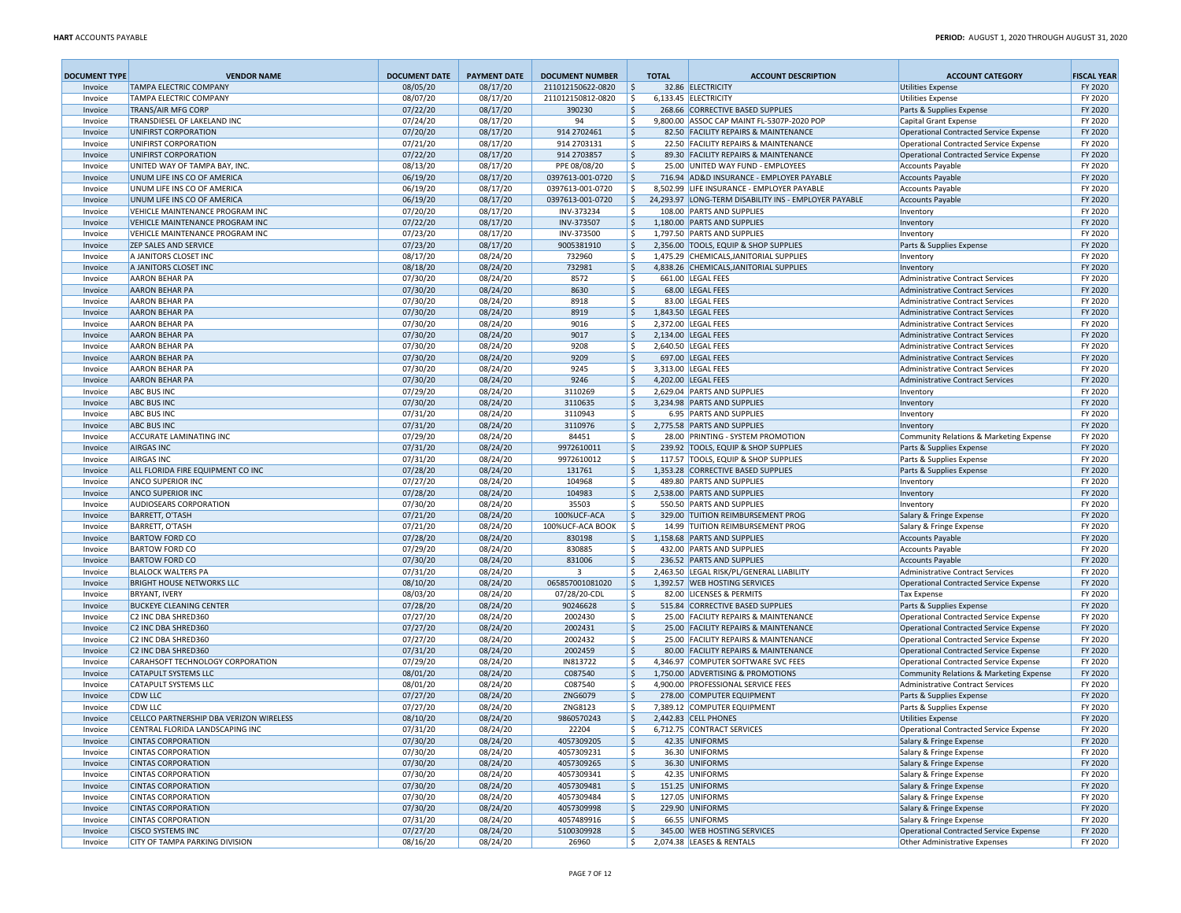| DOCUMENT TYPE | VENDOR NAME | DOCUMENT DATE | PAYMENT DATE | DOCUMENT NUMBER | TOTAL | ACCOUNT DESCRIPTION | ACCOUNT CATEGORY | FISCAL YEAR |
|---|---|---|---|---|---|---|---|---|
| Invoice | TAMPA ELECTRIC COMPANY | 08/05/20 | 08/17/20 | 211012150622-0820 | $ 32.86 | ELECTRICITY | Utilities Expense | FY 2020 |
| Invoice | TAMPA ELECTRIC COMPANY | 08/07/20 | 08/17/20 | 211012150812-0820 | $ 6,133.45 | ELECTRICITY | Utilities Expense | FY 2020 |
| Invoice | TRANS/AIR MFG CORP | 07/22/20 | 08/17/20 | 390230 | $ 268.66 | CORRECTIVE BASED SUPPLIES | Parts & Supplies Expense | FY 2020 |
| Invoice | TRANSDIESEL OF LAKELAND INC | 07/24/20 | 08/17/20 | 94 | $ 9,800.00 | ASSOC CAP MAINT FL-5307P-2020 POP | Capital Grant Expense | FY 2020 |
| Invoice | UNIFIRST CORPORATION | 07/20/20 | 08/17/20 | 914 2702461 | $ 82.50 | FACILITY REPAIRS & MAINTENANCE | Operational Contracted Service Expense | FY 2020 |
| Invoice | UNIFIRST CORPORATION | 07/21/20 | 08/17/20 | 914 2703131 | $ 22.50 | FACILITY REPAIRS & MAINTENANCE | Operational Contracted Service Expense | FY 2020 |
| Invoice | UNIFIRST CORPORATION | 07/22/20 | 08/17/20 | 914 2703857 | $ 89.30 | FACILITY REPAIRS & MAINTENANCE | Operational Contracted Service Expense | FY 2020 |
| Invoice | UNITED WAY OF TAMPA BAY, INC. | 08/13/20 | 08/17/20 | PPE 08/08/20 | $ 25.00 | UNITED WAY FUND - EMPLOYEES | Accounts Payable | FY 2020 |
| Invoice | UNUM LIFE INS CO OF AMERICA | 06/19/20 | 08/17/20 | 0397613-001-0720 | $ 716.94 | AD&D INSURANCE - EMPLOYER PAYABLE | Accounts Payable | FY 2020 |
| Invoice | UNUM LIFE INS CO OF AMERICA | 06/19/20 | 08/17/20 | 0397613-001-0720 | $ 8,502.99 | LIFE INSURANCE - EMPLOYER PAYABLE | Accounts Payable | FY 2020 |
| Invoice | UNUM LIFE INS CO OF AMERICA | 06/19/20 | 08/17/20 | 0397613-001-0720 | $ 24,293.97 | LONG-TERM DISABILITY INS - EMPLOYER PAYABLE | Accounts Payable | FY 2020 |
| Invoice | VEHICLE MAINTENANCE PROGRAM INC | 07/20/20 | 08/17/20 | INV-373234 | $ 108.00 | PARTS AND SUPPLIES | Inventory | FY 2020 |
| Invoice | VEHICLE MAINTENANCE PROGRAM INC | 07/22/20 | 08/17/20 | INV-373507 | $ 1,180.00 | PARTS AND SUPPLIES | Inventory | FY 2020 |
| Invoice | VEHICLE MAINTENANCE PROGRAM INC | 07/23/20 | 08/17/20 | INV-373500 | $ 1,797.50 | PARTS AND SUPPLIES | Inventory | FY 2020 |
| Invoice | ZEP SALES AND SERVICE | 07/23/20 | 08/17/20 | 9005381910 | $ 2,356.00 | TOOLS, EQUIP & SHOP SUPPLIES | Parts & Supplies Expense | FY 2020 |
| Invoice | A JANITORS CLOSET INC | 08/17/20 | 08/24/20 | 732960 | $ 1,475.29 | CHEMICALS,JANITORIAL SUPPLIES | Inventory | FY 2020 |
| Invoice | A JANITORS CLOSET INC | 08/18/20 | 08/24/20 | 732981 | $ 4,838.26 | CHEMICALS,JANITORIAL SUPPLIES | Inventory | FY 2020 |
| Invoice | AARON BEHAR PA | 07/30/20 | 08/24/20 | 8572 | $ 661.00 | LEGAL FEES | Administrative Contract Services | FY 2020 |
| Invoice | AARON BEHAR PA | 07/30/20 | 08/24/20 | 8630 | $ 68.00 | LEGAL FEES | Administrative Contract Services | FY 2020 |
| Invoice | AARON BEHAR PA | 07/30/20 | 08/24/20 | 8918 | $ 83.00 | LEGAL FEES | Administrative Contract Services | FY 2020 |
| Invoice | AARON BEHAR PA | 07/30/20 | 08/24/20 | 8919 | $ 1,843.50 | LEGAL FEES | Administrative Contract Services | FY 2020 |
| Invoice | AARON BEHAR PA | 07/30/20 | 08/24/20 | 9016 | $ 2,372.00 | LEGAL FEES | Administrative Contract Services | FY 2020 |
| Invoice | AARON BEHAR PA | 07/30/20 | 08/24/20 | 9017 | $ 2,134.00 | LEGAL FEES | Administrative Contract Services | FY 2020 |
| Invoice | AARON BEHAR PA | 07/30/20 | 08/24/20 | 9208 | $ 2,640.50 | LEGAL FEES | Administrative Contract Services | FY 2020 |
| Invoice | AARON BEHAR PA | 07/30/20 | 08/24/20 | 9209 | $ 697.00 | LEGAL FEES | Administrative Contract Services | FY 2020 |
| Invoice | AARON BEHAR PA | 07/30/20 | 08/24/20 | 9245 | $ 3,313.00 | LEGAL FEES | Administrative Contract Services | FY 2020 |
| Invoice | AARON BEHAR PA | 07/30/20 | 08/24/20 | 9246 | $ 4,202.00 | LEGAL FEES | Administrative Contract Services | FY 2020 |
| Invoice | ABC BUS INC | 07/29/20 | 08/24/20 | 3110269 | $ 2,629.04 | PARTS AND SUPPLIES | Inventory | FY 2020 |
| Invoice | ABC BUS INC | 07/30/20 | 08/24/20 | 3110635 | $ 3,234.98 | PARTS AND SUPPLIES | Inventory | FY 2020 |
| Invoice | ABC BUS INC | 07/31/20 | 08/24/20 | 3110943 | $ 6.95 | PARTS AND SUPPLIES | Inventory | FY 2020 |
| Invoice | ABC BUS INC | 07/31/20 | 08/24/20 | 3110976 | $ 2,775.58 | PARTS AND SUPPLIES | Inventory | FY 2020 |
| Invoice | ACCURATE LAMINATING INC | 07/29/20 | 08/24/20 | 84451 | $ 28.00 | PRINTING - SYSTEM PROMOTION | Community Relations & Marketing Expense | FY 2020 |
| Invoice | AIRGAS INC | 07/31/20 | 08/24/20 | 9972610011 | $ 239.92 | TOOLS, EQUIP & SHOP SUPPLIES | Parts & Supplies Expense | FY 2020 |
| Invoice | AIRGAS INC | 07/31/20 | 08/24/20 | 9972610012 | $ 117.57 | TOOLS, EQUIP & SHOP SUPPLIES | Parts & Supplies Expense | FY 2020 |
| Invoice | ALL FLORIDA FIRE EQUIPMENT CO INC | 07/28/20 | 08/24/20 | 131761 | $ 1,353.28 | CORRECTIVE BASED SUPPLIES | Parts & Supplies Expense | FY 2020 |
| Invoice | ANCO SUPERIOR INC | 07/27/20 | 08/24/20 | 104968 | $ 489.80 | PARTS AND SUPPLIES | Inventory | FY 2020 |
| Invoice | ANCO SUPERIOR INC | 07/28/20 | 08/24/20 | 104983 | $ 2,538.00 | PARTS AND SUPPLIES | Inventory | FY 2020 |
| Invoice | AUDIOSEARS CORPORATION | 07/30/20 | 08/24/20 | 35503 | $ 550.50 | PARTS AND SUPPLIES | Inventory | FY 2020 |
| Invoice | BARRETT, O'TASH | 07/21/20 | 08/24/20 | 100%UCF-ACA | $ 329.00 | TUITION REIMBURSEMENT PROG | Salary & Fringe Expense | FY 2020 |
| Invoice | BARRETT, O'TASH | 07/21/20 | 08/24/20 | 100%UCF-ACA BOOK | $ 14.99 | TUITION REIMBURSEMENT PROG | Salary & Fringe Expense | FY 2020 |
| Invoice | BARTOW FORD CO | 07/28/20 | 08/24/20 | 830198 | $ 1,158.68 | PARTS AND SUPPLIES | Accounts Payable | FY 2020 |
| Invoice | BARTOW FORD CO | 07/29/20 | 08/24/20 | 830885 | $ 432.00 | PARTS AND SUPPLIES | Accounts Payable | FY 2020 |
| Invoice | BARTOW FORD CO | 07/30/20 | 08/24/20 | 831006 | $ 236.52 | PARTS AND SUPPLIES | Accounts Payable | FY 2020 |
| Invoice | BLALOCK WALTERS PA | 07/31/20 | 08/24/20 | 3 | $ 2,463.50 | LEGAL RISK/PL/GENERAL LIABILITY | Administrative Contract Services | FY 2020 |
| Invoice | BRIGHT HOUSE NETWORKS LLC | 08/10/20 | 08/24/20 | 065857001081020 | $ 1,392.57 | WEB HOSTING SERVICES | Operational Contracted Service Expense | FY 2020 |
| Invoice | BRYANT, IVERY | 08/03/20 | 08/24/20 | 07/28/20-CDL | $ 82.00 | LICENSES & PERMITS | Tax Expense | FY 2020 |
| Invoice | BUCKEYE CLEANING CENTER | 07/28/20 | 08/24/20 | 90246628 | $ 515.84 | CORRECTIVE BASED SUPPLIES | Parts & Supplies Expense | FY 2020 |
| Invoice | C2 INC DBA SHRED360 | 07/27/20 | 08/24/20 | 2002430 | $ 25.00 | FACILITY REPAIRS & MAINTENANCE | Operational Contracted Service Expense | FY 2020 |
| Invoice | C2 INC DBA SHRED360 | 07/27/20 | 08/24/20 | 2002431 | $ 25.00 | FACILITY REPAIRS & MAINTENANCE | Operational Contracted Service Expense | FY 2020 |
| Invoice | C2 INC DBA SHRED360 | 07/27/20 | 08/24/20 | 2002432 | $ 25.00 | FACILITY REPAIRS & MAINTENANCE | Operational Contracted Service Expense | FY 2020 |
| Invoice | C2 INC DBA SHRED360 | 07/31/20 | 08/24/20 | 2002459 | $ 80.00 | FACILITY REPAIRS & MAINTENANCE | Operational Contracted Service Expense | FY 2020 |
| Invoice | CARAHSOFT TECHNOLOGY CORPORATION | 07/29/20 | 08/24/20 | IN813722 | $ 4,346.97 | COMPUTER SOFTWARE SVC FEES | Operational Contracted Service Expense | FY 2020 |
| Invoice | CATAPULT SYSTEMS LLC | 08/01/20 | 08/24/20 | C087540 | $ 1,750.00 | ADVERTISING & PROMOTIONS | Community Relations & Marketing Expense | FY 2020 |
| Invoice | CATAPULT SYSTEMS LLC | 08/01/20 | 08/24/20 | C087540 | $ 4,900.00 | PROFESSIONAL SERVICE FEES | Administrative Contract Services | FY 2020 |
| Invoice | CDW LLC | 07/27/20 | 08/24/20 | ZNG6079 | $ 278.00 | COMPUTER EQUIPMENT | Parts & Supplies Expense | FY 2020 |
| Invoice | CDW LLC | 07/27/20 | 08/24/20 | ZNG8123 | $ 7,389.12 | COMPUTER EQUIPMENT | Parts & Supplies Expense | FY 2020 |
| Invoice | CELLCO PARTNERSHIP DBA VERIZON WIRELESS | 08/10/20 | 08/24/20 | 9860570243 | $ 2,442.83 | CELL PHONES | Utilities Expense | FY 2020 |
| Invoice | CENTRAL FLORIDA LANDSCAPING INC | 07/31/20 | 08/24/20 | 22204 | $ 6,712.75 | CONTRACT SERVICES | Operational Contracted Service Expense | FY 2020 |
| Invoice | CINTAS CORPORATION | 07/30/20 | 08/24/20 | 4057309205 | $ 42.35 | UNIFORMS | Salary & Fringe Expense | FY 2020 |
| Invoice | CINTAS CORPORATION | 07/30/20 | 08/24/20 | 4057309231 | $ 36.30 | UNIFORMS | Salary & Fringe Expense | FY 2020 |
| Invoice | CINTAS CORPORATION | 07/30/20 | 08/24/20 | 4057309265 | $ 36.30 | UNIFORMS | Salary & Fringe Expense | FY 2020 |
| Invoice | CINTAS CORPORATION | 07/30/20 | 08/24/20 | 4057309341 | $ 42.35 | UNIFORMS | Salary & Fringe Expense | FY 2020 |
| Invoice | CINTAS CORPORATION | 07/30/20 | 08/24/20 | 4057309481 | $ 151.25 | UNIFORMS | Salary & Fringe Expense | FY 2020 |
| Invoice | CINTAS CORPORATION | 07/30/20 | 08/24/20 | 4057309484 | $ 127.05 | UNIFORMS | Salary & Fringe Expense | FY 2020 |
| Invoice | CINTAS CORPORATION | 07/30/20 | 08/24/20 | 4057309998 | $ 229.90 | UNIFORMS | Salary & Fringe Expense | FY 2020 |
| Invoice | CINTAS CORPORATION | 07/31/20 | 08/24/20 | 4057489916 | $ 66.55 | UNIFORMS | Salary & Fringe Expense | FY 2020 |
| Invoice | CISCO SYSTEMS INC | 07/27/20 | 08/24/20 | 5100309928 | $ 345.00 | WEB HOSTING SERVICES | Operational Contracted Service Expense | FY 2020 |
| Invoice | CITY OF TAMPA PARKING DIVISION | 08/16/20 | 08/24/20 | 26960 | $ 2,074.38 | LEASES & RENTALS | Other Administrative Expenses | FY 2020 |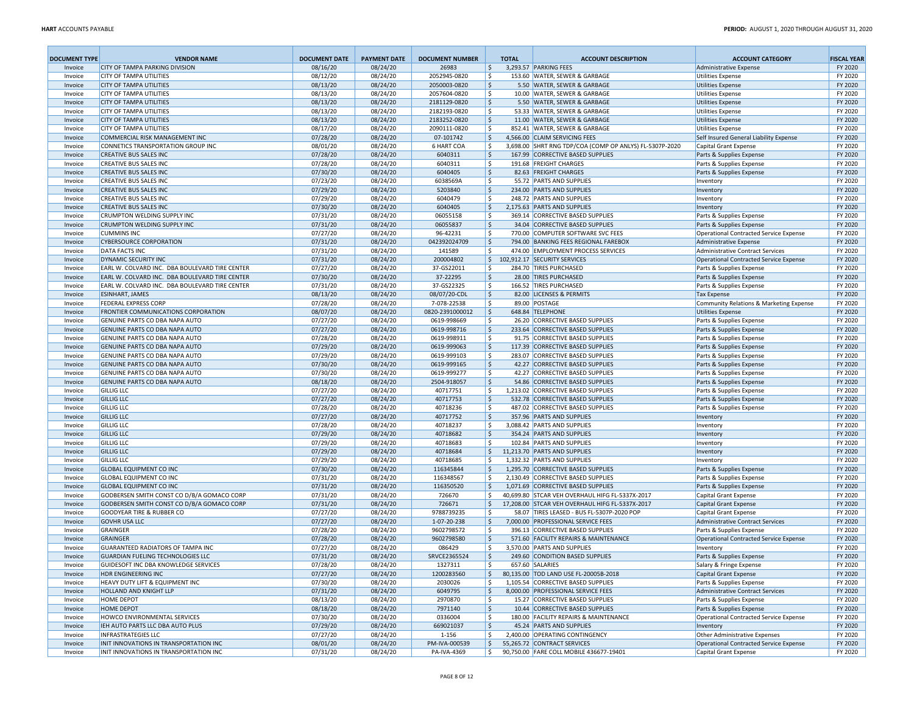| DOCUMENT TYPE | VENDOR NAME | DOCUMENT DATE | PAYMENT DATE | DOCUMENT NUMBER | TOTAL | ACCOUNT DESCRIPTION | ACCOUNT CATEGORY | FISCAL YEAR |
|---|---|---|---|---|---|---|---|---|
| Invoice | CITY OF TAMPA PARKING DIVISION | 08/16/20 | 08/24/20 | 26983 | $ 3,293.57 | PARKING FEES | Administrative Expense | FY 2020 |
| Invoice | CITY OF TAMPA UTILITIES | 08/12/20 | 08/24/20 | 2052945-0820 | $ 153.60 | WATER, SEWER & GARBAGE | Utilities Expense | FY 2020 |
| Invoice | CITY OF TAMPA UTILITIES | 08/13/20 | 08/24/20 | 2050003-0820 | $ 5.50 | WATER, SEWER & GARBAGE | Utilities Expense | FY 2020 |
| Invoice | CITY OF TAMPA UTILITIES | 08/13/20 | 08/24/20 | 2057604-0820 | $ 10.00 | WATER, SEWER & GARBAGE | Utilities Expense | FY 2020 |
| Invoice | CITY OF TAMPA UTILITIES | 08/13/20 | 08/24/20 | 2181129-0820 | $ 5.50 | WATER, SEWER & GARBAGE | Utilities Expense | FY 2020 |
| Invoice | CITY OF TAMPA UTILITIES | 08/13/20 | 08/24/20 | 2182193-0820 | $ 53.33 | WATER, SEWER & GARBAGE | Utilities Expense | FY 2020 |
| Invoice | CITY OF TAMPA UTILITIES | 08/13/20 | 08/24/20 | 2183252-0820 | $ 11.00 | WATER, SEWER & GARBAGE | Utilities Expense | FY 2020 |
| Invoice | CITY OF TAMPA UTILITIES | 08/17/20 | 08/24/20 | 2090111-0820 | $ 852.41 | WATER, SEWER & GARBAGE | Utilities Expense | FY 2020 |
| Invoice | COMMERCIAL RISK MANAGEMENT INC | 07/28/20 | 08/24/20 | 07-101742 | $ 4,566.00 | CLAIM SERVICING FEES | Self Insured General Liability Expense | FY 2020 |
| Invoice | CONNETICS TRANSPORTATION GROUP INC | 08/01/20 | 08/24/20 | 6 HART COA | $ 3,698.00 | SHRT RNG TDP/COA (COMP OP ANLYS) FL-5307P-2020 | Capital Grant Expense | FY 2020 |
| Invoice | CREATIVE BUS SALES INC | 07/28/20 | 08/24/20 | 6040311 | $ 167.99 | CORRECTIVE BASED SUPPLIES | Parts & Supplies Expense | FY 2020 |
| Invoice | CREATIVE BUS SALES INC | 07/28/20 | 08/24/20 | 6040311 | $ 191.68 | FREIGHT CHARGES | Parts & Supplies Expense | FY 2020 |
| Invoice | CREATIVE BUS SALES INC | 07/30/20 | 08/24/20 | 6040405 | $ 82.63 | FREIGHT CHARGES | Parts & Supplies Expense | FY 2020 |
| Invoice | CREATIVE BUS SALES INC | 07/23/20 | 08/24/20 | 6038569A | $ 55.72 | PARTS AND SUPPLIES | Inventory | FY 2020 |
| Invoice | CREATIVE BUS SALES INC | 07/29/20 | 08/24/20 | 5203840 | $ 234.00 | PARTS AND SUPPLIES | Inventory | FY 2020 |
| Invoice | CREATIVE BUS SALES INC | 07/29/20 | 08/24/20 | 6040479 | $ 248.72 | PARTS AND SUPPLIES | Inventory | FY 2020 |
| Invoice | CREATIVE BUS SALES INC | 07/30/20 | 08/24/20 | 6040405 | $ 2,175.63 | PARTS AND SUPPLIES | Inventory | FY 2020 |
| Invoice | CRUMPTON WELDING SUPPLY INC | 07/31/20 | 08/24/20 | 06055158 | $ 369.14 | CORRECTIVE BASED SUPPLIES | Parts & Supplies Expense | FY 2020 |
| Invoice | CRUMPTON WELDING SUPPLY INC | 07/31/20 | 08/24/20 | 06055837 | $ 34.04 | CORRECTIVE BASED SUPPLIES | Parts & Supplies Expense | FY 2020 |
| Invoice | CUMMINS INC | 07/27/20 | 08/24/20 | 96-42231 | $ 770.00 | COMPUTER SOFTWARE SVC FEES | Operational Contracted Service Expense | FY 2020 |
| Invoice | CYBERSOURCE CORPORATION | 07/31/20 | 08/24/20 | 042392024709 | $ 794.00 | BANKING FEES REGIONAL FAREBOX | Administrative Expense | FY 2020 |
| Invoice | DATA FACTS INC | 07/31/20 | 08/24/20 | 141589 | $ 474.00 | EMPLOYMENT PROCESS SERVICES | Administrative Contract Services | FY 2020 |
| Invoice | DYNAMIC SECURITY INC | 07/31/20 | 08/24/20 | 200004802 | $ 102,912.17 | SECURITY SERVICES | Operational Contracted Service Expense | FY 2020 |
| Invoice | EARL W. COLVARD INC. DBA BOULEVARD TIRE CENTER | 07/27/20 | 08/24/20 | 37-GS22011 | $ 284.70 | TIRES PURCHASED | Parts & Supplies Expense | FY 2020 |
| Invoice | EARL W. COLVARD INC. DBA BOULEVARD TIRE CENTER | 07/30/20 | 08/24/20 | 37-22295 | $ 28.00 | TIRES PURCHASED | Parts & Supplies Expense | FY 2020 |
| Invoice | EARL W. COLVARD INC. DBA BOULEVARD TIRE CENTER | 07/31/20 | 08/24/20 | 37-GS22325 | $ 166.52 | TIRES PURCHASED | Parts & Supplies Expense | FY 2020 |
| Invoice | ESINHART, JAMES | 08/13/20 | 08/24/20 | 08/07/20-CDL | $ 82.00 | LICENSES & PERMITS | Tax Expense | FY 2020 |
| Invoice | FEDERAL EXPRESS CORP | 07/28/20 | 08/24/20 | 7-078-22538 | $ 89.00 | POSTAGE | Community Relations & Marketing Expense | FY 2020 |
| Invoice | FRONTIER COMMUNICATIONS CORPORATION | 08/07/20 | 08/24/20 | 0820-2391000012 | $ 648.84 | TELEPHONE | Utilities Expense | FY 2020 |
| Invoice | GENUINE PARTS CO DBA NAPA AUTO | 07/27/20 | 08/24/20 | 0619-998669 | $ 26.20 | CORRECTIVE BASED SUPPLIES | Parts & Supplies Expense | FY 2020 |
| Invoice | GENUINE PARTS CO DBA NAPA AUTO | 07/27/20 | 08/24/20 | 0619-998716 | $ 233.64 | CORRECTIVE BASED SUPPLIES | Parts & Supplies Expense | FY 2020 |
| Invoice | GENUINE PARTS CO DBA NAPA AUTO | 07/28/20 | 08/24/20 | 0619-998911 | $ 91.75 | CORRECTIVE BASED SUPPLIES | Parts & Supplies Expense | FY 2020 |
| Invoice | GENUINE PARTS CO DBA NAPA AUTO | 07/29/20 | 08/24/20 | 0619-999063 | $ 117.39 | CORRECTIVE BASED SUPPLIES | Parts & Supplies Expense | FY 2020 |
| Invoice | GENUINE PARTS CO DBA NAPA AUTO | 07/29/20 | 08/24/20 | 0619-999103 | $ 283.07 | CORRECTIVE BASED SUPPLIES | Parts & Supplies Expense | FY 2020 |
| Invoice | GENUINE PARTS CO DBA NAPA AUTO | 07/30/20 | 08/24/20 | 0619-999165 | $ 42.27 | CORRECTIVE BASED SUPPLIES | Parts & Supplies Expense | FY 2020 |
| Invoice | GENUINE PARTS CO DBA NAPA AUTO | 07/30/20 | 08/24/20 | 0619-999277 | $ 42.27 | CORRECTIVE BASED SUPPLIES | Parts & Supplies Expense | FY 2020 |
| Invoice | GENUINE PARTS CO DBA NAPA AUTO | 08/18/20 | 08/24/20 | 2504-918057 | $ 54.86 | CORRECTIVE BASED SUPPLIES | Parts & Supplies Expense | FY 2020 |
| Invoice | GILLIG LLC | 07/27/20 | 08/24/20 | 40717751 | $ 1,213.02 | CORRECTIVE BASED SUPPLIES | Parts & Supplies Expense | FY 2020 |
| Invoice | GILLIG LLC | 07/27/20 | 08/24/20 | 40717753 | $ 532.78 | CORRECTIVE BASED SUPPLIES | Parts & Supplies Expense | FY 2020 |
| Invoice | GILLIG LLC | 07/28/20 | 08/24/20 | 40718236 | $ 487.02 | CORRECTIVE BASED SUPPLIES | Parts & Supplies Expense | FY 2020 |
| Invoice | GILLIG LLC | 07/27/20 | 08/24/20 | 40717752 | $ 357.96 | PARTS AND SUPPLIES | Inventory | FY 2020 |
| Invoice | GILLIG LLC | 07/28/20 | 08/24/20 | 40718237 | $ 3,088.42 | PARTS AND SUPPLIES | Inventory | FY 2020 |
| Invoice | GILLIG LLC | 07/29/20 | 08/24/20 | 40718682 | $ 354.24 | PARTS AND SUPPLIES | Inventory | FY 2020 |
| Invoice | GILLIG LLC | 07/29/20 | 08/24/20 | 40718683 | $ 102.84 | PARTS AND SUPPLIES | Inventory | FY 2020 |
| Invoice | GILLIG LLC | 07/29/20 | 08/24/20 | 40718684 | $ 11,213.70 | PARTS AND SUPPLIES | Inventory | FY 2020 |
| Invoice | GILLIG LLC | 07/29/20 | 08/24/20 | 40718685 | $ 1,332.32 | PARTS AND SUPPLIES | Inventory | FY 2020 |
| Invoice | GLOBAL EQUIPMENT CO INC | 07/30/20 | 08/24/20 | 116345844 | $ 1,295.70 | CORRECTIVE BASED SUPPLIES | Parts & Supplies Expense | FY 2020 |
| Invoice | GLOBAL EQUIPMENT CO INC | 07/31/20 | 08/24/20 | 116348567 | $ 2,130.49 | CORRECTIVE BASED SUPPLIES | Parts & Supplies Expense | FY 2020 |
| Invoice | GLOBAL EQUIPMENT CO INC | 07/31/20 | 08/24/20 | 116350520 | $ 1,071.69 | CORRECTIVE BASED SUPPLIES | Parts & Supplies Expense | FY 2020 |
| Invoice | GODBERSEN SMITH CONST CO D/B/A GOMACO CORP | 07/31/20 | 08/24/20 | 726670 | $ 40,699.80 | STCAR VEH OVERHAUL HIFG FL-5337X-2017 | Capital Grant Expense | FY 2020 |
| Invoice | GODBERSEN SMITH CONST CO D/B/A GOMACO CORP | 07/31/20 | 08/24/20 | 726671 | $ 17,208.00 | STCAR VEH OVERHAUL HIFG FL-5337X-2017 | Capital Grant Expense | FY 2020 |
| Invoice | GOODYEAR TIRE & RUBBER CO | 07/27/20 | 08/24/20 | 9788739235 | $ 58.07 | TIRES LEASED - BUS FL-5307P-2020 POP | Capital Grant Expense | FY 2020 |
| Invoice | GOVHR USA LLC | 07/27/20 | 08/24/20 | 1-07-20-238 | $ 7,000.00 | PROFESSIONAL SERVICE FEES | Administrative Contract Services | FY 2020 |
| Invoice | GRAINGER | 07/28/20 | 08/24/20 | 9602798572 | $ 396.13 | CORRECTIVE BASED SUPPLIES | Parts & Supplies Expense | FY 2020 |
| Invoice | GRAINGER | 07/28/20 | 08/24/20 | 9602798580 | $ 571.60 | FACILITY REPAIRS & MAINTENANCE | Operational Contracted Service Expense | FY 2020 |
| Invoice | GUARANTEED RADIATORS OF TAMPA INC | 07/27/20 | 08/24/20 | 086429 | $ 3,570.00 | PARTS AND SUPPLIES | Inventory | FY 2020 |
| Invoice | GUARDIAN FUELING TECHNOLOGIES LLC | 07/31/20 | 08/24/20 | SRVCE2365524 | $ 249.60 | CONDITION BASED SUPPLIES | Parts & Supplies Expense | FY 2020 |
| Invoice | GUIDESOFT INC DBA KNOWLEDGE SERVICES | 07/28/20 | 08/24/20 | 1327311 | $ 657.60 | SALARIES | Salary & Fringe Expense | FY 2020 |
| Invoice | HDR ENGINEERING INC | 07/27/20 | 08/24/20 | 1200283560 | $ 80,135.00 | TOD LAND USE FL-2000SB-2018 | Capital Grant Expense | FY 2020 |
| Invoice | HEAVY DUTY LIFT & EQUIPMENT INC | 07/30/20 | 08/24/20 | 2030026 | $ 1,105.54 | CORRECTIVE BASED SUPPLIES | Parts & Supplies Expense | FY 2020 |
| Invoice | HOLLAND AND KNIGHT LLP | 07/31/20 | 08/24/20 | 6049795 | $ 8,000.00 | PROFESSIONAL SERVICE FEES | Administrative Contract Services | FY 2020 |
| Invoice | HOME DEPOT | 08/13/20 | 08/24/20 | 2970870 | $ 15.27 | CORRECTIVE BASED SUPPLIES | Parts & Supplies Expense | FY 2020 |
| Invoice | HOME DEPOT | 08/18/20 | 08/24/20 | 7971140 | $ 10.44 | CORRECTIVE BASED SUPPLIES | Parts & Supplies Expense | FY 2020 |
| Invoice | HOWCO ENVIRONMENTAL SERVICES | 07/30/20 | 08/24/20 | 0336004 | $ 180.00 | FACILITY REPAIRS & MAINTENANCE | Operational Contracted Service Expense | FY 2020 |
| Invoice | IEH AUTO PARTS LLC DBA AUTO PLUS | 07/29/20 | 08/24/20 | 669021037 | $ 45.24 | PARTS AND SUPPLIES | Inventory | FY 2020 |
| Invoice | INFRASTRATEGIES LLC | 07/27/20 | 08/24/20 | 1-156 | $ 2,400.00 | OPERATING CONTINGENCY | Other Administrative Expenses | FY 2020 |
| Invoice | INIT INNOVATIONS IN TRANSPORTATION INC | 08/01/20 | 08/24/20 | PM-IVA-000539 | $ 55,265.72 | CONTRACT SERVICES | Operational Contracted Service Expense | FY 2020 |
| Invoice | INIT INNOVATIONS IN TRANSPORTATION INC | 07/31/20 | 08/24/20 | PA-IVA-4369 | $ 90,750.00 | FARE COLL MOBILE 436677-19401 | Capital Grant Expense | FY 2020 |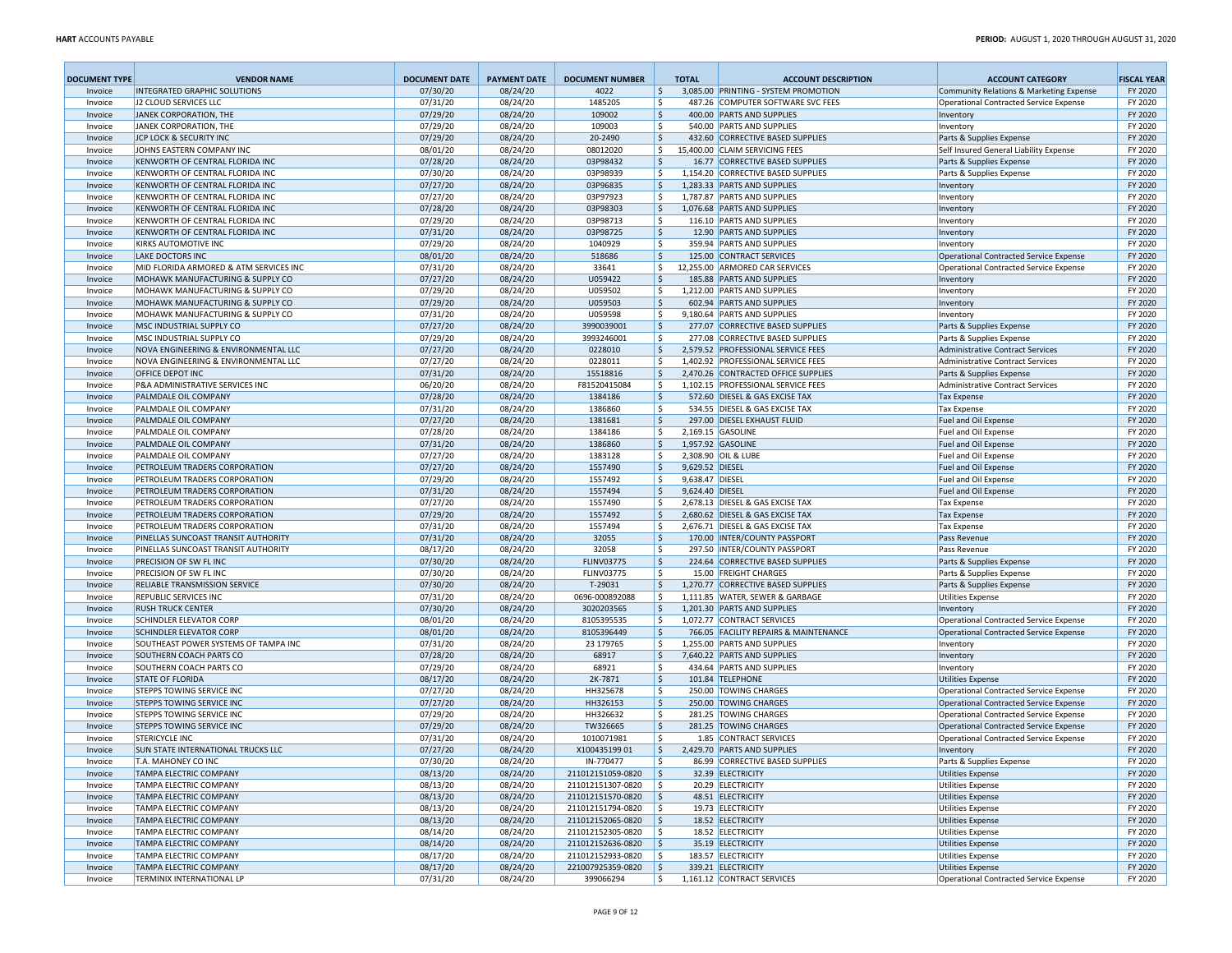| DOCUMENT TYPE | VENDOR NAME | DOCUMENT DATE | PAYMENT DATE | DOCUMENT NUMBER | TOTAL | ACCOUNT DESCRIPTION | ACCOUNT CATEGORY | FISCAL YEAR |
|---|---|---|---|---|---|---|---|---|
| Invoice | INTEGRATED GRAPHIC SOLUTIONS | 07/30/20 | 08/24/20 | 4022 | $ 3,085.00 | PRINTING - SYSTEM PROMOTION | Community Relations & Marketing Expense | FY 2020 |
| Invoice | J2 CLOUD SERVICES LLC | 07/31/20 | 08/24/20 | 1485205 | $ 487.26 | COMPUTER SOFTWARE SVC FEES | Operational Contracted Service Expense | FY 2020 |
| Invoice | JANEK CORPORATION, THE | 07/29/20 | 08/24/20 | 109002 | $ 400.00 | PARTS AND SUPPLIES | Inventory | FY 2020 |
| Invoice | JANEK CORPORATION, THE | 07/29/20 | 08/24/20 | 109003 | $ 540.00 | PARTS AND SUPPLIES | Inventory | FY 2020 |
| Invoice | JCP LOCK & SECURITY INC | 07/29/20 | 08/24/20 | 20-2490 | $ 432.60 | CORRECTIVE BASED SUPPLIES | Parts & Supplies Expense | FY 2020 |
| Invoice | JOHNS EASTERN COMPANY INC | 08/01/20 | 08/24/20 | 08012020 | $ 15,400.00 | CLAIM SERVICING FEES | Self Insured General Liability Expense | FY 2020 |
| Invoice | KENWORTH OF CENTRAL FLORIDA INC | 07/28/20 | 08/24/20 | 03P98432 | $ 16.77 | CORRECTIVE BASED SUPPLIES | Parts & Supplies Expense | FY 2020 |
| Invoice | KENWORTH OF CENTRAL FLORIDA INC | 07/30/20 | 08/24/20 | 03P98939 | $ 1,154.20 | CORRECTIVE BASED SUPPLIES | Parts & Supplies Expense | FY 2020 |
| Invoice | KENWORTH OF CENTRAL FLORIDA INC | 07/27/20 | 08/24/20 | 03P96835 | $ 1,283.33 | PARTS AND SUPPLIES | Inventory | FY 2020 |
| Invoice | KENWORTH OF CENTRAL FLORIDA INC | 07/27/20 | 08/24/20 | 03P97923 | $ 1,787.87 | PARTS AND SUPPLIES | Inventory | FY 2020 |
| Invoice | KENWORTH OF CENTRAL FLORIDA INC | 07/28/20 | 08/24/20 | 03P98303 | $ 1,076.68 | PARTS AND SUPPLIES | Inventory | FY 2020 |
| Invoice | KENWORTH OF CENTRAL FLORIDA INC | 07/29/20 | 08/24/20 | 03P98713 | $ 116.10 | PARTS AND SUPPLIES | Inventory | FY 2020 |
| Invoice | KENWORTH OF CENTRAL FLORIDA INC | 07/31/20 | 08/24/20 | 03P98725 | $ 12.90 | PARTS AND SUPPLIES | Inventory | FY 2020 |
| Invoice | KIRKS AUTOMOTIVE INC | 07/29/20 | 08/24/20 | 1040929 | $ 359.94 | PARTS AND SUPPLIES | Inventory | FY 2020 |
| Invoice | LAKE DOCTORS INC | 08/01/20 | 08/24/20 | 518686 | $ 125.00 | CONTRACT SERVICES | Operational Contracted Service Expense | FY 2020 |
| Invoice | MID FLORIDA ARMORED & ATM SERVICES INC | 07/31/20 | 08/24/20 | 33641 | $ 12,255.00 | ARMORED CAR SERVICES | Operational Contracted Service Expense | FY 2020 |
| Invoice | MOHAWK MANUFACTURING & SUPPLY CO | 07/27/20 | 08/24/20 | U059422 | $ 185.88 | PARTS AND SUPPLIES | Inventory | FY 2020 |
| Invoice | MOHAWK MANUFACTURING & SUPPLY CO | 07/29/20 | 08/24/20 | U059502 | $ 1,212.00 | PARTS AND SUPPLIES | Inventory | FY 2020 |
| Invoice | MOHAWK MANUFACTURING & SUPPLY CO | 07/29/20 | 08/24/20 | U059503 | $ 602.94 | PARTS AND SUPPLIES | Inventory | FY 2020 |
| Invoice | MOHAWK MANUFACTURING & SUPPLY CO | 07/31/20 | 08/24/20 | U059598 | $ 9,180.64 | PARTS AND SUPPLIES | Inventory | FY 2020 |
| Invoice | MSC INDUSTRIAL SUPPLY CO | 07/27/20 | 08/24/20 | 3990039001 | $ 277.07 | CORRECTIVE BASED SUPPLIES | Parts & Supplies Expense | FY 2020 |
| Invoice | MSC INDUSTRIAL SUPPLY CO | 07/29/20 | 08/24/20 | 3993246001 | $ 277.08 | CORRECTIVE BASED SUPPLIES | Parts & Supplies Expense | FY 2020 |
| Invoice | NOVA ENGINEERING & ENVIRONMENTAL LLC | 07/27/20 | 08/24/20 | 0228010 | $ 2,579.52 | PROFESSIONAL SERVICE FEES | Administrative Contract Services | FY 2020 |
| Invoice | NOVA ENGINEERING & ENVIRONMENTAL LLC | 07/27/20 | 08/24/20 | 0228011 | $ 1,402.92 | PROFESSIONAL SERVICE FEES | Administrative Contract Services | FY 2020 |
| Invoice | OFFICE DEPOT INC | 07/31/20 | 08/24/20 | 15518816 | $ 2,470.26 | CONTRACTED OFFICE SUPPLIES | Parts & Supplies Expense | FY 2020 |
| Invoice | P&A ADMINISTRATIVE SERVICES INC | 06/20/20 | 08/24/20 | F81520415084 | $ 1,102.15 | PROFESSIONAL SERVICE FEES | Administrative Contract Services | FY 2020 |
| Invoice | PALMDALE OIL COMPANY | 07/28/20 | 08/24/20 | 1384186 | $ 572.60 | DIESEL & GAS EXCISE TAX | Tax Expense | FY 2020 |
| Invoice | PALMDALE OIL COMPANY | 07/31/20 | 08/24/20 | 1386860 | $ 534.55 | DIESEL & GAS EXCISE TAX | Tax Expense | FY 2020 |
| Invoice | PALMDALE OIL COMPANY | 07/27/20 | 08/24/20 | 1381681 | $ 297.00 | DIESEL EXHAUST FLUID | Fuel and Oil Expense | FY 2020 |
| Invoice | PALMDALE OIL COMPANY | 07/28/20 | 08/24/20 | 1384186 | $ 2,169.15 | GASOLINE | Fuel and Oil Expense | FY 2020 |
| Invoice | PALMDALE OIL COMPANY | 07/31/20 | 08/24/20 | 1386860 | $ 1,957.92 | GASOLINE | Fuel and Oil Expense | FY 2020 |
| Invoice | PALMDALE OIL COMPANY | 07/27/20 | 08/24/20 | 1383128 | $ 2,308.90 | OIL & LUBE | Fuel and Oil Expense | FY 2020 |
| Invoice | PETROLEUM TRADERS CORPORATION | 07/27/20 | 08/24/20 | 1557490 | $ 9,629.52 | DIESEL | Fuel and Oil Expense | FY 2020 |
| Invoice | PETROLEUM TRADERS CORPORATION | 07/29/20 | 08/24/20 | 1557492 | $ 9,638.47 | DIESEL | Fuel and Oil Expense | FY 2020 |
| Invoice | PETROLEUM TRADERS CORPORATION | 07/31/20 | 08/24/20 | 1557494 | $ 9,624.40 | DIESEL | Fuel and Oil Expense | FY 2020 |
| Invoice | PETROLEUM TRADERS CORPORATION | 07/27/20 | 08/24/20 | 1557490 | $ 2,678.13 | DIESEL & GAS EXCISE TAX | Tax Expense | FY 2020 |
| Invoice | PETROLEUM TRADERS CORPORATION | 07/29/20 | 08/24/20 | 1557492 | $ 2,680.62 | DIESEL & GAS EXCISE TAX | Tax Expense | FY 2020 |
| Invoice | PETROLEUM TRADERS CORPORATION | 07/31/20 | 08/24/20 | 1557494 | $ 2,676.71 | DIESEL & GAS EXCISE TAX | Tax Expense | FY 2020 |
| Invoice | PINELLAS SUNCOAST TRANSIT AUTHORITY | 07/31/20 | 08/24/20 | 32055 | $ 170.00 | INTER/COUNTY PASSPORT | Pass Revenue | FY 2020 |
| Invoice | PINELLAS SUNCOAST TRANSIT AUTHORITY | 08/17/20 | 08/24/20 | 32058 | $ 297.50 | INTER/COUNTY PASSPORT | Pass Revenue | FY 2020 |
| Invoice | PRECISION OF SW FL INC | 07/30/20 | 08/24/20 | FLINV03775 | $ 224.64 | CORRECTIVE BASED SUPPLIES | Parts & Supplies Expense | FY 2020 |
| Invoice | PRECISION OF SW FL INC | 07/30/20 | 08/24/20 | FLINV03775 | $ 15.00 | FREIGHT CHARGES | Parts & Supplies Expense | FY 2020 |
| Invoice | RELIABLE TRANSMISSION SERVICE | 07/30/20 | 08/24/20 | T-29031 | $ 1,270.77 | CORRECTIVE BASED SUPPLIES | Parts & Supplies Expense | FY 2020 |
| Invoice | REPUBLIC SERVICES INC | 07/31/20 | 08/24/20 | 0696-000892088 | $ 1,111.85 | WATER, SEWER & GARBAGE | Utilities Expense | FY 2020 |
| Invoice | RUSH TRUCK CENTER | 07/30/20 | 08/24/20 | 3020203565 | $ 1,201.30 | PARTS AND SUPPLIES | Inventory | FY 2020 |
| Invoice | SCHINDLER ELEVATOR CORP | 08/01/20 | 08/24/20 | 8105395535 | $ 1,072.77 | CONTRACT SERVICES | Operational Contracted Service Expense | FY 2020 |
| Invoice | SCHINDLER ELEVATOR CORP | 08/01/20 | 08/24/20 | 8105396449 | $ 766.05 | FACILITY REPAIRS & MAINTENANCE | Operational Contracted Service Expense | FY 2020 |
| Invoice | SOUTHEAST POWER SYSTEMS OF TAMPA INC | 07/31/20 | 08/24/20 | 23 179765 | $ 1,255.00 | PARTS AND SUPPLIES | Inventory | FY 2020 |
| Invoice | SOUTHERN COACH PARTS CO | 07/28/20 | 08/24/20 | 68917 | $ 7,640.22 | PARTS AND SUPPLIES | Inventory | FY 2020 |
| Invoice | SOUTHERN COACH PARTS CO | 07/29/20 | 08/24/20 | 68921 | $ 434.64 | PARTS AND SUPPLIES | Inventory | FY 2020 |
| Invoice | STATE OF FLORIDA | 08/17/20 | 08/24/20 | 2K-7871 | $ 101.84 | TELEPHONE | Utilities Expense | FY 2020 |
| Invoice | STEPPS TOWING SERVICE INC | 07/27/20 | 08/24/20 | HH325678 | $ 250.00 | TOWING CHARGES | Operational Contracted Service Expense | FY 2020 |
| Invoice | STEPPS TOWING SERVICE INC | 07/27/20 | 08/24/20 | HH326153 | $ 250.00 | TOWING CHARGES | Operational Contracted Service Expense | FY 2020 |
| Invoice | STEPPS TOWING SERVICE INC | 07/29/20 | 08/24/20 | HH326632 | $ 281.25 | TOWING CHARGES | Operational Contracted Service Expense | FY 2020 |
| Invoice | STEPPS TOWING SERVICE INC | 07/29/20 | 08/24/20 | TW326665 | $ 281.25 | TOWING CHARGES | Operational Contracted Service Expense | FY 2020 |
| Invoice | STERICYCLE INC | 07/31/20 | 08/24/20 | 1010071981 | $ 1.85 | CONTRACT SERVICES | Operational Contracted Service Expense | FY 2020 |
| Invoice | SUN STATE INTERNATIONAL TRUCKS LLC | 07/27/20 | 08/24/20 | X100435199 01 | $ 2,429.70 | PARTS AND SUPPLIES | Inventory | FY 2020 |
| Invoice | T.A. MAHONEY CO INC | 07/30/20 | 08/24/20 | IN-770477 | $ 86.99 | CORRECTIVE BASED SUPPLIES | Parts & Supplies Expense | FY 2020 |
| Invoice | TAMPA ELECTRIC COMPANY | 08/13/20 | 08/24/20 | 211012151059-0820 | $ 32.39 | ELECTRICITY | Utilities Expense | FY 2020 |
| Invoice | TAMPA ELECTRIC COMPANY | 08/13/20 | 08/24/20 | 211012151307-0820 | $ 20.29 | ELECTRICITY | Utilities Expense | FY 2020 |
| Invoice | TAMPA ELECTRIC COMPANY | 08/13/20 | 08/24/20 | 211012151570-0820 | $ 48.51 | ELECTRICITY | Utilities Expense | FY 2020 |
| Invoice | TAMPA ELECTRIC COMPANY | 08/13/20 | 08/24/20 | 211012151794-0820 | $ 19.73 | ELECTRICITY | Utilities Expense | FY 2020 |
| Invoice | TAMPA ELECTRIC COMPANY | 08/13/20 | 08/24/20 | 211012152065-0820 | $ 18.52 | ELECTRICITY | Utilities Expense | FY 2020 |
| Invoice | TAMPA ELECTRIC COMPANY | 08/14/20 | 08/24/20 | 211012152305-0820 | $ 18.52 | ELECTRICITY | Utilities Expense | FY 2020 |
| Invoice | TAMPA ELECTRIC COMPANY | 08/14/20 | 08/24/20 | 211012152636-0820 | $ 35.19 | ELECTRICITY | Utilities Expense | FY 2020 |
| Invoice | TAMPA ELECTRIC COMPANY | 08/17/20 | 08/24/20 | 211012152933-0820 | $ 183.57 | ELECTRICITY | Utilities Expense | FY 2020 |
| Invoice | TAMPA ELECTRIC COMPANY | 08/17/20 | 08/24/20 | 221007925359-0820 | $ 339.21 | ELECTRICITY | Utilities Expense | FY 2020 |
| Invoice | TERMINIX INTERNATIONAL LP | 07/31/20 | 08/24/20 | 399066294 | $ 1,161.12 | CONTRACT SERVICES | Operational Contracted Service Expense | FY 2020 |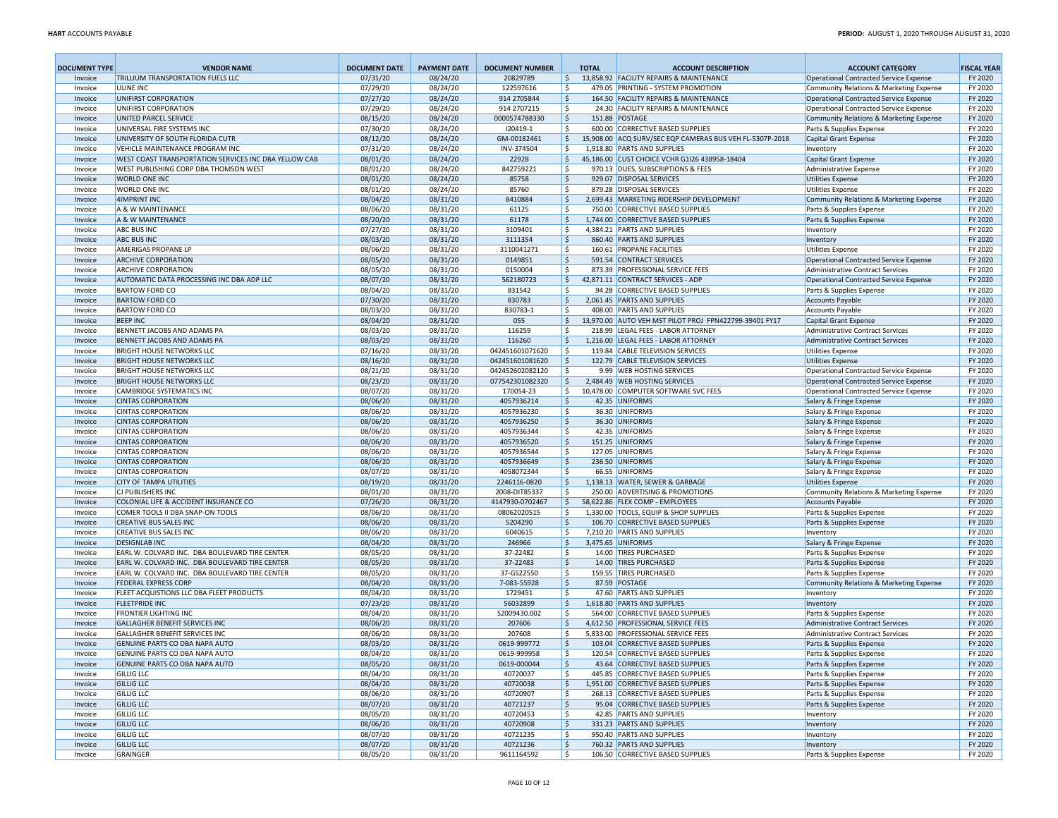| DOCUMENT TYPE | VENDOR NAME | DOCUMENT DATE | PAYMENT DATE | DOCUMENT NUMBER | TOTAL | ACCOUNT DESCRIPTION | ACCOUNT CATEGORY | FISCAL YEAR |
|---|---|---|---|---|---|---|---|---|
| Invoice | TRILLIUM TRANSPORTATION FUELS LLC | 07/31/20 | 08/24/20 | 20829789 | $ 13,858.92 | FACILITY REPAIRS & MAINTENANCE | Operational Contracted Service Expense | FY 2020 |
| Invoice | ULINE INC | 07/29/20 | 08/24/20 | 122597616 | $ 479.05 | PRINTING - SYSTEM PROMOTION | Community Relations & Marketing Expense | FY 2020 |
| Invoice | UNIFIRST CORPORATION | 07/27/20 | 08/24/20 | 914 2705844 | $ 164.50 | FACILITY REPAIRS & MAINTENANCE | Operational Contracted Service Expense | FY 2020 |
| Invoice | UNIFIRST CORPORATION | 07/29/20 | 08/24/20 | 914 2707215 | $ 24.30 | FACILITY REPAIRS & MAINTENANCE | Operational Contracted Service Expense | FY 2020 |
| Invoice | UNITED PARCEL SERVICE | 08/15/20 | 08/24/20 | 0000574788330 | $ 151.88 | POSTAGE | Community Relations & Marketing Expense | FY 2020 |
| Invoice | UNIVERSAL FIRE SYSTEMS INC | 07/30/20 | 08/24/20 | I20419-1 | $ 600.00 | CORRECTIVE BASED SUPPLIES | Parts & Supplies Expense | FY 2020 |
| Invoice | UNIVERSITY OF SOUTH FLORIDA CUTR | 08/12/20 | 08/24/20 | GM-00182461 | $ 15,908.00 | ACQ SURV/SEC EQP CAMERAS BUS VEH FL-5307P-2018 | Capital Grant Expense | FY 2020 |
| Invoice | VEHICLE MAINTENANCE PROGRAM INC | 07/31/20 | 08/24/20 | INV-374504 | $ 1,918.80 | PARTS AND SUPPLIES | Inventory | FY 2020 |
| Invoice | WEST COAST TRANSPORTATION SERVICES INC DBA YELLOW CAB | 08/01/20 | 08/24/20 | 22928 | $ 45,186.00 | CUST CHOICE VCHR G1I26 438958-18404 | Capital Grant Expense | FY 2020 |
| Invoice | WEST PUBLISHING CORP DBA THOMSON WEST | 08/01/20 | 08/24/20 | 842759221 | $ 970.13 | DUES, SUBSCRIPTIONS & FEES | Administrative Expense | FY 2020 |
| Invoice | WORLD ONE INC | 08/01/20 | 08/24/20 | 85758 | $ 929.07 | DISPOSAL SERVICES | Utilities Expense | FY 2020 |
| Invoice | WORLD ONE INC | 08/01/20 | 08/24/20 | 85760 | $ 879.28 | DISPOSAL SERVICES | Utilities Expense | FY 2020 |
| Invoice | 4IMPRINT INC | 08/04/20 | 08/31/20 | 8410884 | $ 2,699.43 | MARKETING RIDERSHIP DEVELOPMENT | Community Relations & Marketing Expense | FY 2020 |
| Invoice | A & W MAINTENANCE | 08/06/20 | 08/31/20 | 61125 | $ 750.00 | CORRECTIVE BASED SUPPLIES | Parts & Supplies Expense | FY 2020 |
| Invoice | A & W MAINTENANCE | 08/20/20 | 08/31/20 | 61178 | $ 1,744.00 | CORRECTIVE BASED SUPPLIES | Parts & Supplies Expense | FY 2020 |
| Invoice | ABC BUS INC | 07/27/20 | 08/31/20 | 3109401 | $ 4,384.21 | PARTS AND SUPPLIES | Inventory | FY 2020 |
| Invoice | ABC BUS INC | 08/03/20 | 08/31/20 | 3111354 | $ 860.40 | PARTS AND SUPPLIES | Inventory | FY 2020 |
| Invoice | AMERIGAS PROPANE LP | 08/06/20 | 08/31/20 | 3110041271 | $ 160.61 | PROPANE FACILITIES | Utilities Expense | FY 2020 |
| Invoice | ARCHIVE CORPORATION | 08/05/20 | 08/31/20 | 0149851 | $ 591.54 | CONTRACT SERVICES | Operational Contracted Service Expense | FY 2020 |
| Invoice | ARCHIVE CORPORATION | 08/05/20 | 08/31/20 | 0150004 | $ 873.39 | PROFESSIONAL SERVICE FEES | Administrative Contract Services | FY 2020 |
| Invoice | AUTOMATIC DATA PROCESSING INC DBA ADP LLC | 08/07/20 | 08/31/20 | 562180723 | $ 42,871.11 | CONTRACT SERVICES - ADP | Operational Contracted Service Expense | FY 2020 |
| Invoice | BARTOW FORD CO | 08/04/20 | 08/31/20 | 831542 | $ 94.28 | CORRECTIVE BASED SUPPLIES | Parts & Supplies Expense | FY 2020 |
| Invoice | BARTOW FORD CO | 07/30/20 | 08/31/20 | 830783 | $ 2,061.45 | PARTS AND SUPPLIES | Accounts Payable | FY 2020 |
| Invoice | BARTOW FORD CO | 08/03/20 | 08/31/20 | 830783-1 | $ 408.00 | PARTS AND SUPPLIES | Accounts Payable | FY 2020 |
| Invoice | BEEP INC | 08/04/20 | 08/31/20 | 055 | $ 13,970.00 | AUTO VEH MST PILOT PROJ FPN422799-39401 FY17 | Capital Grant Expense | FY 2020 |
| Invoice | BENNETT JACOBS AND ADAMS PA | 08/03/20 | 08/31/20 | 116259 | $ 218.99 | LEGAL FEES - LABOR ATTORNEY | Administrative Contract Services | FY 2020 |
| Invoice | BENNETT JACOBS AND ADAMS PA | 08/03/20 | 08/31/20 | 116260 | $ 1,216.00 | LEGAL FEES - LABOR ATTORNEY | Administrative Contract Services | FY 2020 |
| Invoice | BRIGHT HOUSE NETWORKS LLC | 07/16/20 | 08/31/20 | 042451601071620 | $ 119.84 | CABLE TELEVISION SERVICES | Utilities Expense | FY 2020 |
| Invoice | BRIGHT HOUSE NETWORKS LLC | 08/16/20 | 08/31/20 | 042451601081620 | $ 122.79 | CABLE TELEVISION SERVICES | Utilities Expense | FY 2020 |
| Invoice | BRIGHT HOUSE NETWORKS LLC | 08/21/20 | 08/31/20 | 042452602082120 | $ 9.99 | WEB HOSTING SERVICES | Operational Contracted Service Expense | FY 2020 |
| Invoice | BRIGHT HOUSE NETWORKS LLC | 08/23/20 | 08/31/20 | 077542301082320 | $ 2,484.49 | WEB HOSTING SERVICES | Operational Contracted Service Expense | FY 2020 |
| Invoice | CAMBRIDGE SYSTEMATICS INC | 08/07/20 | 08/31/20 | 170054-23 | $ 10,478.00 | COMPUTER SOFTWARE SVC FEES | Operational Contracted Service Expense | FY 2020 |
| Invoice | CINTAS CORPORATION | 08/06/20 | 08/31/20 | 4057936214 | $ 42.35 | UNIFORMS | Salary & Fringe Expense | FY 2020 |
| Invoice | CINTAS CORPORATION | 08/06/20 | 08/31/20 | 4057936230 | $ 36.30 | UNIFORMS | Salary & Fringe Expense | FY 2020 |
| Invoice | CINTAS CORPORATION | 08/06/20 | 08/31/20 | 4057936250 | $ 36.30 | UNIFORMS | Salary & Fringe Expense | FY 2020 |
| Invoice | CINTAS CORPORATION | 08/06/20 | 08/31/20 | 4057936344 | $ 42.35 | UNIFORMS | Salary & Fringe Expense | FY 2020 |
| Invoice | CINTAS CORPORATION | 08/06/20 | 08/31/20 | 4057936520 | $ 151.25 | UNIFORMS | Salary & Fringe Expense | FY 2020 |
| Invoice | CINTAS CORPORATION | 08/06/20 | 08/31/20 | 4057936544 | $ 127.05 | UNIFORMS | Salary & Fringe Expense | FY 2020 |
| Invoice | CINTAS CORPORATION | 08/06/20 | 08/31/20 | 4057936649 | $ 236.50 | UNIFORMS | Salary & Fringe Expense | FY 2020 |
| Invoice | CINTAS CORPORATION | 08/07/20 | 08/31/20 | 4058072344 | $ 66.55 | UNIFORMS | Salary & Fringe Expense | FY 2020 |
| Invoice | CITY OF TAMPA UTILITIES | 08/19/20 | 08/31/20 | 2246116-0820 | $ 1,138.13 | WATER, SEWER & GARBAGE | Utilities Expense | FY 2020 |
| Invoice | CJ PUBLISHERS INC | 08/01/20 | 08/31/20 | 2008-DIT85337 | $ 250.00 | ADVERTISING & PROMOTIONS | Community Relations & Marketing Expense | FY 2020 |
| Invoice | COLONIAL LIFE & ACCIDENT INSURANCE CO | 07/26/20 | 08/31/20 | 4147930-0702467 | $ 58,622.86 | FLEX COMP - EMPLOYEES | Accounts Payable | FY 2020 |
| Invoice | COMER TOOLS II DBA SNAP-ON TOOLS | 08/06/20 | 08/31/20 | 08062020515 | $ 1,330.00 | TOOLS, EQUIP & SHOP SUPPLIES | Parts & Supplies Expense | FY 2020 |
| Invoice | CREATIVE BUS SALES INC | 08/06/20 | 08/31/20 | 5204290 | $ 106.70 | CORRECTIVE BASED SUPPLIES | Parts & Supplies Expense | FY 2020 |
| Invoice | CREATIVE BUS SALES INC | 08/06/20 | 08/31/20 | 6040615 | $ 7,210.20 | PARTS AND SUPPLIES | Inventory | FY 2020 |
| Invoice | DESIGNLAB INC | 08/04/20 | 08/31/20 | 246966 | $ 3,475.65 | UNIFORMS | Salary & Fringe Expense | FY 2020 |
| Invoice | EARL W. COLVARD INC. DBA BOULEVARD TIRE CENTER | 08/05/20 | 08/31/20 | 37-22482 | $ 14.00 | TIRES PURCHASED | Parts & Supplies Expense | FY 2020 |
| Invoice | EARL W. COLVARD INC. DBA BOULEVARD TIRE CENTER | 08/05/20 | 08/31/20 | 37-22483 | $ 14.00 | TIRES PURCHASED | Parts & Supplies Expense | FY 2020 |
| Invoice | EARL W. COLVARD INC. DBA BOULEVARD TIRE CENTER | 08/05/20 | 08/31/20 | 37-GS22550 | $ 159.55 | TIRES PURCHASED | Parts & Supplies Expense | FY 2020 |
| Invoice | FEDERAL EXPRESS CORP | 08/04/20 | 08/31/20 | 7-083-55928 | $ 87.59 | POSTAGE | Community Relations & Marketing Expense | FY 2020 |
| Invoice | FLEET ACQUISTIONS LLC DBA FLEET PRODUCTS | 08/04/20 | 08/31/20 | 1729451 | $ 47.60 | PARTS AND SUPPLIES | Inventory | FY 2020 |
| Invoice | FLEETPRIDE INC | 07/23/20 | 08/31/20 | 56032899 | $ 1,618.80 | PARTS AND SUPPLIES | Inventory | FY 2020 |
| Invoice | FRONTIER LIGHTING INC | 08/04/20 | 08/31/20 | S2009430.002 | $ 564.00 | CORRECTIVE BASED SUPPLIES | Parts & Supplies Expense | FY 2020 |
| Invoice | GALLAGHER BENEFIT SERVICES INC | 08/06/20 | 08/31/20 | 207606 | $ 4,612.50 | PROFESSIONAL SERVICE FEES | Administrative Contract Services | FY 2020 |
| Invoice | GALLAGHER BENEFIT SERVICES INC | 08/06/20 | 08/31/20 | 207608 | $ 5,833.00 | PROFESSIONAL SERVICE FEES | Administrative Contract Services | FY 2020 |
| Invoice | GENUINE PARTS CO DBA NAPA AUTO | 08/03/20 | 08/31/20 | 0619-999772 | $ 103.04 | CORRECTIVE BASED SUPPLIES | Parts & Supplies Expense | FY 2020 |
| Invoice | GENUINE PARTS CO DBA NAPA AUTO | 08/04/20 | 08/31/20 | 0619-999958 | $ 120.54 | CORRECTIVE BASED SUPPLIES | Parts & Supplies Expense | FY 2020 |
| Invoice | GENUINE PARTS CO DBA NAPA AUTO | 08/05/20 | 08/31/20 | 0619-000044 | $ 43.64 | CORRECTIVE BASED SUPPLIES | Parts & Supplies Expense | FY 2020 |
| Invoice | GILLIG LLC | 08/04/20 | 08/31/20 | 40720037 | $ 445.85 | CORRECTIVE BASED SUPPLIES | Parts & Supplies Expense | FY 2020 |
| Invoice | GILLIG LLC | 08/04/20 | 08/31/20 | 40720038 | $ 1,951.00 | CORRECTIVE BASED SUPPLIES | Parts & Supplies Expense | FY 2020 |
| Invoice | GILLIG LLC | 08/06/20 | 08/31/20 | 40720907 | $ 268.13 | CORRECTIVE BASED SUPPLIES | Parts & Supplies Expense | FY 2020 |
| Invoice | GILLIG LLC | 08/07/20 | 08/31/20 | 40721237 | $ 95.04 | CORRECTIVE BASED SUPPLIES | Parts & Supplies Expense | FY 2020 |
| Invoice | GILLIG LLC | 08/05/20 | 08/31/20 | 40720453 | $ 42.85 | PARTS AND SUPPLIES | Inventory | FY 2020 |
| Invoice | GILLIG LLC | 08/06/20 | 08/31/20 | 40720908 | $ 331.23 | PARTS AND SUPPLIES | Inventory | FY 2020 |
| Invoice | GILLIG LLC | 08/07/20 | 08/31/20 | 40721235 | $ 950.40 | PARTS AND SUPPLIES | Inventory | FY 2020 |
| Invoice | GILLIG LLC | 08/07/20 | 08/31/20 | 40721236 | $ 760.32 | PARTS AND SUPPLIES | Inventory | FY 2020 |
| Invoice | GRAINGER | 08/05/20 | 08/31/20 | 9611164592 | $ 106.50 | CORRECTIVE BASED SUPPLIES | Parts & Supplies Expense | FY 2020 |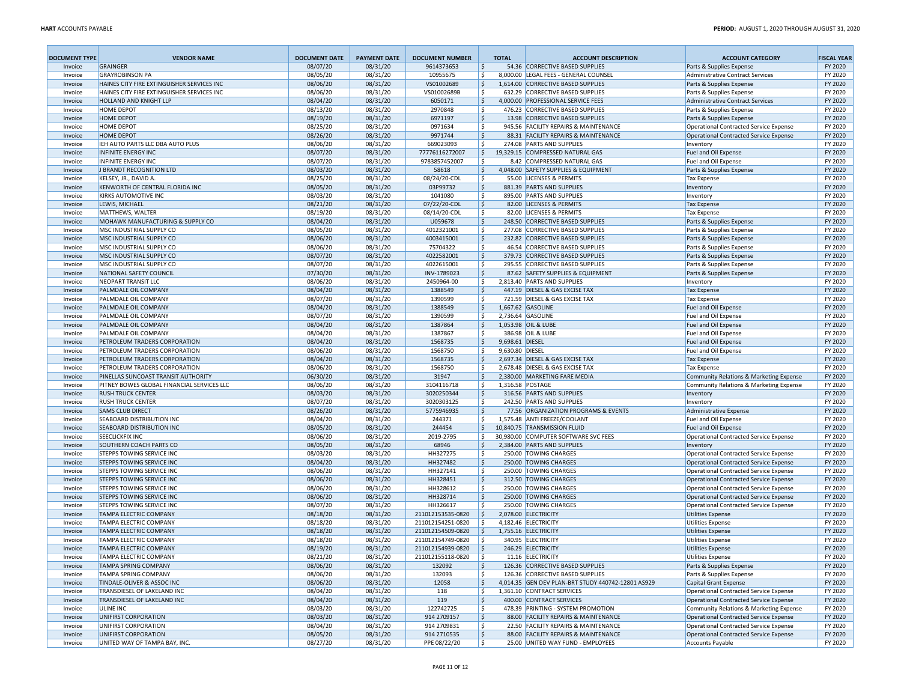| DOCUMENT TYPE | VENDOR NAME | DOCUMENT DATE | PAYMENT DATE | DOCUMENT NUMBER | TOTAL | ACCOUNT DESCRIPTION | ACCOUNT CATEGORY | FISCAL YEAR |
|---|---|---|---|---|---|---|---|---|
| Invoice | GRAINGER | 08/07/20 | 08/31/20 | 9614373653 | $ 54.36 | CORRECTIVE BASED SUPPLIES | Parts & Supplies Expense | FY 2020 |
| Invoice | GRAYROBINSON PA | 08/05/20 | 08/31/20 | 10955675 | $ 8,000.00 | LEGAL FEES - GENERAL COUNSEL | Administrative Contract Services | FY 2020 |
| Invoice | HAINES CITY FIRE EXTINGUISHER SERVICES INC | 08/06/20 | 08/31/20 | VS01002689 | $ 1,614.00 | CORRECTIVE BASED SUPPLIES | Parts & Supplies Expense | FY 2020 |
| Invoice | HAINES CITY FIRE EXTINGUISHER SERVICES INC | 08/06/20 | 08/31/20 | VS01002689B | $ 632.29 | CORRECTIVE BASED SUPPLIES | Parts & Supplies Expense | FY 2020 |
| Invoice | HOLLAND AND KNIGHT LLP | 08/04/20 | 08/31/20 | 6050171 | $ 4,000.00 | PROFESSIONAL SERVICE FEES | Administrative Contract Services | FY 2020 |
| Invoice | HOME DEPOT | 08/13/20 | 08/31/20 | 2970848 | $ 476.23 | CORRECTIVE BASED SUPPLIES | Parts & Supplies Expense | FY 2020 |
| Invoice | HOME DEPOT | 08/19/20 | 08/31/20 | 6971197 | $ 13.98 | CORRECTIVE BASED SUPPLIES | Parts & Supplies Expense | FY 2020 |
| Invoice | HOME DEPOT | 08/25/20 | 08/31/20 | 0971634 | $ 945.56 | FACILITY REPAIRS & MAINTENANCE | Operational Contracted Service Expense | FY 2020 |
| Invoice | HOME DEPOT | 08/26/20 | 08/31/20 | 9971744 | $ 88.31 | FACILITY REPAIRS & MAINTENANCE | Operational Contracted Service Expense | FY 2020 |
| Invoice | IEH AUTO PARTS LLC DBA AUTO PLUS | 08/06/20 | 08/31/20 | 669023093 | $ 274.08 | PARTS AND SUPPLIES | Inventory | FY 2020 |
| Invoice | INFINITE ENERGY INC | 08/07/20 | 08/31/20 | 77776116272007 | $ 19,329.15 | COMPRESSED NATURAL GAS | Fuel and Oil Expense | FY 2020 |
| Invoice | INFINITE ENERGY INC | 08/07/20 | 08/31/20 | 9783857452007 | $ 8.42 | COMPRESSED NATURAL GAS | Fuel and Oil Expense | FY 2020 |
| Invoice | J BRANDT RECOGNITION LTD | 08/03/20 | 08/31/20 | 58618 | $ 4,048.00 | SAFETY SUPPLIES & EQUIPMENT | Parts & Supplies Expense | FY 2020 |
| Invoice | KELSEY, JR., DAVID A. | 08/25/20 | 08/31/20 | 08/24/20-CDL | $ 55.00 | LICENSES & PERMITS | Tax Expense | FY 2020 |
| Invoice | KENWORTH OF CENTRAL FLORIDA INC | 08/05/20 | 08/31/20 | 03P99732 | $ 881.39 | PARTS AND SUPPLIES | Inventory | FY 2020 |
| Invoice | KIRKS AUTOMOTIVE INC | 08/03/20 | 08/31/20 | 1041080 | $ 895.00 | PARTS AND SUPPLIES | Inventory | FY 2020 |
| Invoice | LEWIS, MICHAEL | 08/21/20 | 08/31/20 | 07/22/20-CDL | $ 82.00 | LICENSES & PERMITS | Tax Expense | FY 2020 |
| Invoice | MATTHEWS, WALTER | 08/19/20 | 08/31/20 | 08/14/20-CDL | $ 82.00 | LICENSES & PERMITS | Tax Expense | FY 2020 |
| Invoice | MOHAWK MANUFACTURING & SUPPLY CO | 08/04/20 | 08/31/20 | U059678 | $ 248.50 | CORRECTIVE BASED SUPPLIES | Parts & Supplies Expense | FY 2020 |
| Invoice | MSC INDUSTRIAL SUPPLY CO | 08/05/20 | 08/31/20 | 4012321001 | $ 277.08 | CORRECTIVE BASED SUPPLIES | Parts & Supplies Expense | FY 2020 |
| Invoice | MSC INDUSTRIAL SUPPLY CO | 08/06/20 | 08/31/20 | 4003415001 | $ 232.82 | CORRECTIVE BASED SUPPLIES | Parts & Supplies Expense | FY 2020 |
| Invoice | MSC INDUSTRIAL SUPPLY CO | 08/06/20 | 08/31/20 | 75704322 | $ 46.54 | CORRECTIVE BASED SUPPLIES | Parts & Supplies Expense | FY 2020 |
| Invoice | MSC INDUSTRIAL SUPPLY CO | 08/07/20 | 08/31/20 | 4022582001 | $ 379.73 | CORRECTIVE BASED SUPPLIES | Parts & Supplies Expense | FY 2020 |
| Invoice | MSC INDUSTRIAL SUPPLY CO | 08/07/20 | 08/31/20 | 4022615001 | $ 295.55 | CORRECTIVE BASED SUPPLIES | Parts & Supplies Expense | FY 2020 |
| Invoice | NATIONAL SAFETY COUNCIL | 07/30/20 | 08/31/20 | INV-1789023 | $ 87.62 | SAFETY SUPPLIES & EQUIPMENT | Parts & Supplies Expense | FY 2020 |
| Invoice | NEOPART TRANSIT LLC | 08/06/20 | 08/31/20 | 2450964-00 | $ 2,813.40 | PARTS AND SUPPLIES | Inventory | FY 2020 |
| Invoice | PALMDALE OIL COMPANY | 08/04/20 | 08/31/20 | 1388549 | $ 447.19 | DIESEL & GAS EXCISE TAX | Tax Expense | FY 2020 |
| Invoice | PALMDALE OIL COMPANY | 08/07/20 | 08/31/20 | 1390599 | $ 721.59 | DIESEL & GAS EXCISE TAX | Tax Expense | FY 2020 |
| Invoice | PALMDALE OIL COMPANY | 08/04/20 | 08/31/20 | 1388549 | $ 1,667.62 | GASOLINE | Fuel and Oil Expense | FY 2020 |
| Invoice | PALMDALE OIL COMPANY | 08/07/20 | 08/31/20 | 1390599 | $ 2,736.64 | GASOLINE | Fuel and Oil Expense | FY 2020 |
| Invoice | PALMDALE OIL COMPANY | 08/04/20 | 08/31/20 | 1387864 | $ 1,053.98 | OIL & LUBE | Fuel and Oil Expense | FY 2020 |
| Invoice | PALMDALE OIL COMPANY | 08/04/20 | 08/31/20 | 1387867 | $ 386.98 | OIL & LUBE | Fuel and Oil Expense | FY 2020 |
| Invoice | PETROLEUM TRADERS CORPORATION | 08/04/20 | 08/31/20 | 1568735 | $ 9,698.61 | DIESEL | Fuel and Oil Expense | FY 2020 |
| Invoice | PETROLEUM TRADERS CORPORATION | 08/06/20 | 08/31/20 | 1568750 | $ 9,630.80 | DIESEL | Fuel and Oil Expense | FY 2020 |
| Invoice | PETROLEUM TRADERS CORPORATION | 08/04/20 | 08/31/20 | 1568735 | $ 2,697.34 | DIESEL & GAS EXCISE TAX | Tax Expense | FY 2020 |
| Invoice | PETROLEUM TRADERS CORPORATION | 08/06/20 | 08/31/20 | 1568750 | $ 2,678.48 | DIESEL & GAS EXCISE TAX | Tax Expense | FY 2020 |
| Invoice | PINELLAS SUNCOAST TRANSIT AUTHORITY | 06/30/20 | 08/31/20 | 31947 | $ 2,380.00 | MARKETING FARE MEDIA | Community Relations & Marketing Expense | FY 2020 |
| Invoice | PITNEY BOWES GLOBAL FINANCIAL SERVICES LLC | 08/06/20 | 08/31/20 | 3104116718 | $ 1,316.58 | POSTAGE | Community Relations & Marketing Expense | FY 2020 |
| Invoice | RUSH TRUCK CENTER | 08/03/20 | 08/31/20 | 3020250344 | $ 316.56 | PARTS AND SUPPLIES | Inventory | FY 2020 |
| Invoice | RUSH TRUCK CENTER | 08/07/20 | 08/31/20 | 3020303125 | $ 242.50 | PARTS AND SUPPLIES | Inventory | FY 2020 |
| Invoice | SAMS CLUB DIRECT | 08/26/20 | 08/31/20 | 5775946935 | $ 77.56 | ORGANIZATION PROGRAMS & EVENTS | Administrative Expense | FY 2020 |
| Invoice | SEABOARD DISTRIBUTION INC | 08/04/20 | 08/31/20 | 244371 | $ 1,575.48 | ANTI FREEZE/COOLANT | Fuel and Oil Expense | FY 2020 |
| Invoice | SEABOARD DISTRIBUTION INC | 08/05/20 | 08/31/20 | 244454 | $ 10,840.75 | TRANSMISSION FLUID | Fuel and Oil Expense | FY 2020 |
| Invoice | SEECLICKFIX INC | 08/06/20 | 08/31/20 | 2019-2795 | $ 30,980.00 | COMPUTER SOFTWARE SVC FEES | Operational Contracted Service Expense | FY 2020 |
| Invoice | SOUTHERN COACH PARTS CO | 08/05/20 | 08/31/20 | 68946 | $ 2,384.00 | PARTS AND SUPPLIES | Inventory | FY 2020 |
| Invoice | STEPPS TOWING SERVICE INC | 08/03/20 | 08/31/20 | HH327275 | $ 250.00 | TOWING CHARGES | Operational Contracted Service Expense | FY 2020 |
| Invoice | STEPPS TOWING SERVICE INC | 08/04/20 | 08/31/20 | HH327482 | $ 250.00 | TOWING CHARGES | Operational Contracted Service Expense | FY 2020 |
| Invoice | STEPPS TOWING SERVICE INC | 08/06/20 | 08/31/20 | HH327141 | $ 250.00 | TOWING CHARGES | Operational Contracted Service Expense | FY 2020 |
| Invoice | STEPPS TOWING SERVICE INC | 08/06/20 | 08/31/20 | HH328451 | $ 312.50 | TOWING CHARGES | Operational Contracted Service Expense | FY 2020 |
| Invoice | STEPPS TOWING SERVICE INC | 08/06/20 | 08/31/20 | HH328612 | $ 250.00 | TOWING CHARGES | Operational Contracted Service Expense | FY 2020 |
| Invoice | STEPPS TOWING SERVICE INC | 08/06/20 | 08/31/20 | HH328714 | $ 250.00 | TOWING CHARGES | Operational Contracted Service Expense | FY 2020 |
| Invoice | STEPPS TOWING SERVICE INC | 08/07/20 | 08/31/20 | HH326617 | $ 250.00 | TOWING CHARGES | Operational Contracted Service Expense | FY 2020 |
| Invoice | TAMPA ELECTRIC COMPANY | 08/18/20 | 08/31/20 | 211012153535-0820 | $ 2,078.00 | ELECTRICITY | Utilities Expense | FY 2020 |
| Invoice | TAMPA ELECTRIC COMPANY | 08/18/20 | 08/31/20 | 211012154251-0820 | $ 4,182.46 | ELECTRICITY | Utilities Expense | FY 2020 |
| Invoice | TAMPA ELECTRIC COMPANY | 08/18/20 | 08/31/20 | 211012154509-0820 | $ 1,755.16 | ELECTRICITY | Utilities Expense | FY 2020 |
| Invoice | TAMPA ELECTRIC COMPANY | 08/18/20 | 08/31/20 | 211012154749-0820 | $ 340.95 | ELECTRICITY | Utilities Expense | FY 2020 |
| Invoice | TAMPA ELECTRIC COMPANY | 08/19/20 | 08/31/20 | 211012154939-0820 | $ 246.29 | ELECTRICITY | Utilities Expense | FY 2020 |
| Invoice | TAMPA ELECTRIC COMPANY | 08/21/20 | 08/31/20 | 211012155118-0820 | $ 11.16 | ELECTRICITY | Utilities Expense | FY 2020 |
| Invoice | TAMPA SPRING COMPANY | 08/06/20 | 08/31/20 | 132092 | $ 126.36 | CORRECTIVE BASED SUPPLIES | Parts & Supplies Expense | FY 2020 |
| Invoice | TAMPA SPRING COMPANY | 08/06/20 | 08/31/20 | 132093 | $ 126.36 | CORRECTIVE BASED SUPPLIES | Parts & Supplies Expense | FY 2020 |
| Invoice | TINDALE-OLIVER & ASSOC INC | 08/06/20 | 08/31/20 | 12058 | $ 4,014.35 | GEN DEV PLAN-BRT STUDY 440742-12801 AS929 | Capital Grant Expense | FY 2020 |
| Invoice | TRANSDIESEL OF LAKELAND INC | 08/04/20 | 08/31/20 | 118 | $ 1,361.10 | CONTRACT SERVICES | Operational Contracted Service Expense | FY 2020 |
| Invoice | TRANSDIESEL OF LAKELAND INC | 08/04/20 | 08/31/20 | 119 | $ 400.00 | CONTRACT SERVICES | Operational Contracted Service Expense | FY 2020 |
| Invoice | ULINE INC | 08/03/20 | 08/31/20 | 122742725 | $ 478.39 | PRINTING - SYSTEM PROMOTION | Community Relations & Marketing Expense | FY 2020 |
| Invoice | UNIFIRST CORPORATION | 08/03/20 | 08/31/20 | 914 2709157 | $ 88.00 | FACILITY REPAIRS & MAINTENANCE | Operational Contracted Service Expense | FY 2020 |
| Invoice | UNIFIRST CORPORATION | 08/04/20 | 08/31/20 | 914 2709831 | $ 22.50 | FACILITY REPAIRS & MAINTENANCE | Operational Contracted Service Expense | FY 2020 |
| Invoice | UNIFIRST CORPORATION | 08/05/20 | 08/31/20 | 914 2710535 | $ 88.00 | FACILITY REPAIRS & MAINTENANCE | Operational Contracted Service Expense | FY 2020 |
| Invoice | UNITED WAY OF TAMPA BAY, INC. | 08/27/20 | 08/31/20 | PPE 08/22/20 | $ 25.00 | UNITED WAY FUND - EMPLOYEES | Accounts Payable | FY 2020 |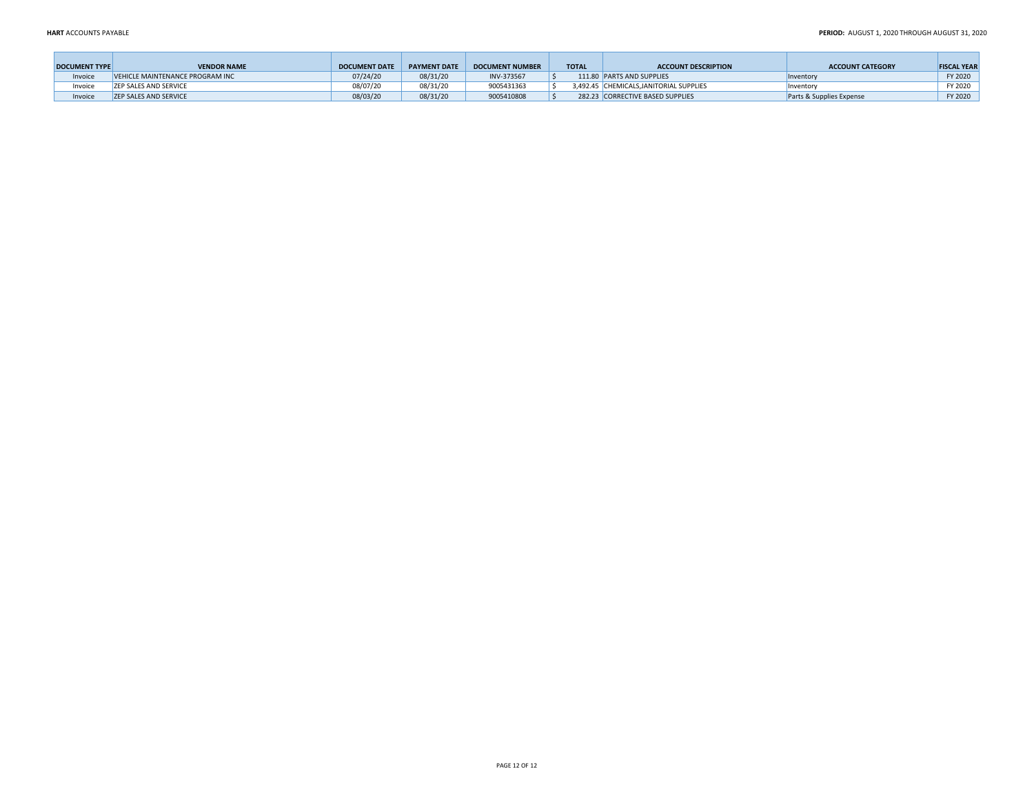| DOCUMENT TYPE | VENDOR NAME | DOCUMENT DATE | PAYMENT DATE | DOCUMENT NUMBER | TOTAL | ACCOUNT DESCRIPTION | ACCOUNT CATEGORY | FISCAL YEAR |
|---|---|---|---|---|---|---|---|---|
| Invoice | VEHICLE MAINTENANCE PROGRAM INC | 07/24/20 | 08/31/20 | INV-373567 | $ 111.80 | PARTS AND SUPPLIES | Inventory | FY 2020 |
| Invoice | ZEP SALES AND SERVICE | 08/07/20 | 08/31/20 | 9005431363 | $ 3,492.45 | CHEMICALS,JANITORIAL SUPPLIES | Inventory | FY 2020 |
| Invoice | ZEP SALES AND SERVICE | 08/03/20 | 08/31/20 | 9005410808 | $ 282.23 | CORRECTIVE BASED SUPPLIES | Parts & Supplies Expense | FY 2020 |